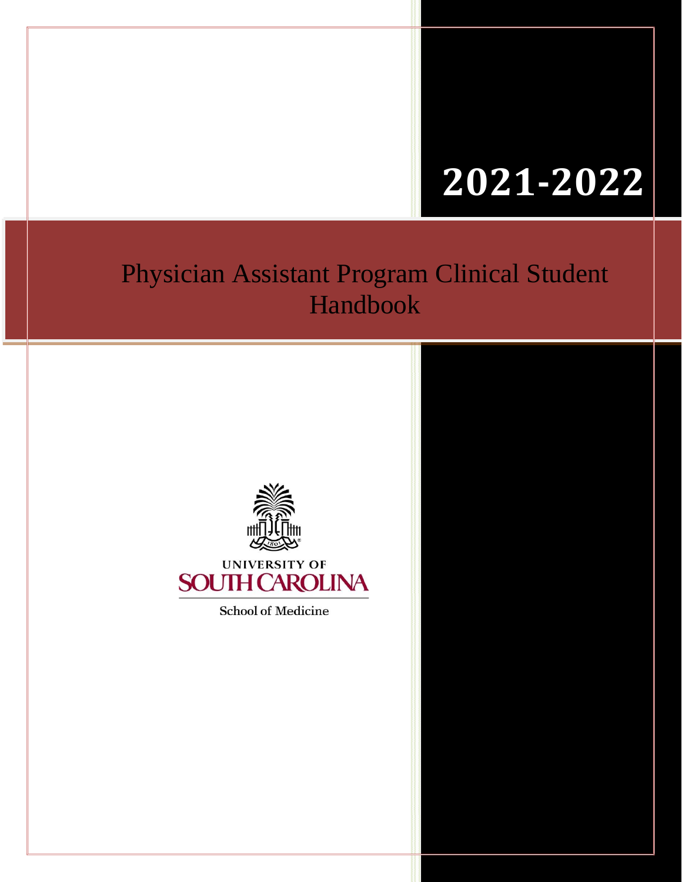# 2021-2022

# Physician Assistant Program Clinical Student Handbook

UNIVERSITY OF SOUTH CAROLINA

School of Medicine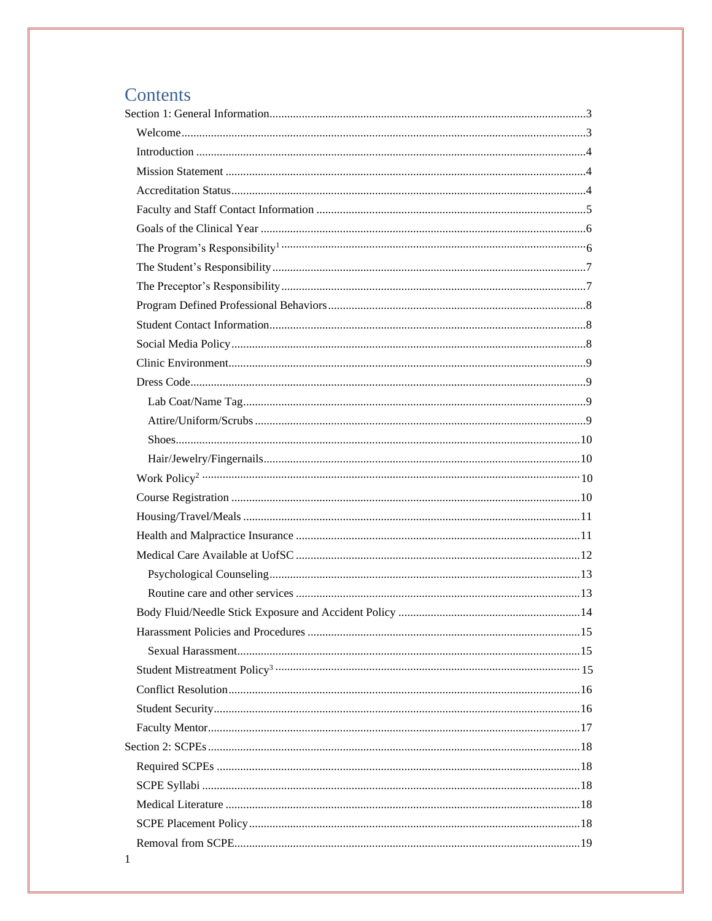# Contents

Section 1: General Information....................3

- Welcome....................3
- Introduction....................4
- Mission Statement....................4
- Accreditation Status....................4
- Faculty and Staff Contact Information....................5
- Goals of the Clinical Year....................6
- The Program's Responsibility[1]....................6
- The Student's Responsibility....................7
- The Preceptor's Responsibility....................7
- Program Defined Professional Behaviors....................8
- Student Contact Information....................8
- Social Media Policy....................8
- Clinic Environment....................9
- Dress Code....................9
  - Lab Coat/Name Tag....................9
  - Attire/Uniform/Scrubs....................9
  - Shoes....................10
  - Hair/Jewelry/Fingernails....................10
- Work Policy[2]....................10
- Course Registration....................10
- Housing/Travel/Meals....................11
- Health and Malpractice Insurance....................11
- Medical Care Available at UofSC....................12
  - Psychological Counseling....................13
  - Routine care and other services....................13
- Body Fluid/Needle Stick Exposure and Accident Policy....................14
- Harassment Policies and Procedures....................15
  - Sexual Harassment....................15
- Student Mistreatment Policy[3]....................15
- Conflict Resolution....................16
- Student Security....................16
- Faculty Mentor....................17

Section 2: SCPEs....................18

- Required SCPEs....................18
- SCPE Syllabi....................18
- Medical Literature....................18
- SCPE Placement Policy....................18
- Removal from SCPE....................19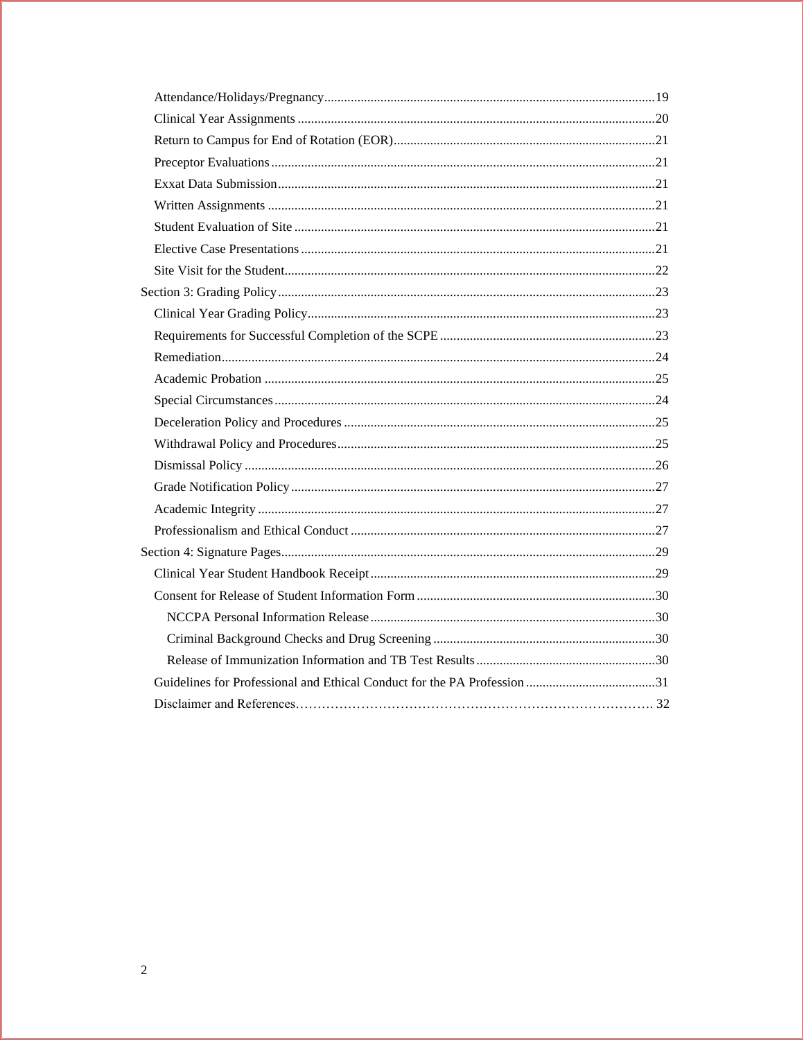- Attendance/Holidays/Pregnancy ... 19
- Clinical Year Assignments ... 20
- Return to Campus for End of Rotation (EOR) ... 21
- Preceptor Evaluations ... 21
- Exxat Data Submission ... 21
- Written Assignments ... 21
- Student Evaluation of Site ... 21
- Elective Case Presentations ... 21
- Site Visit for the Student ... 22

Section 3: Grading Policy ... 23

- Clinical Year Grading Policy ... 23
- Requirements for Successful Completion of the SCPE ... 23
- Remediation ... 24
- Academic Probation ... 25
- Special Circumstances ... 24
- Deceleration Policy and Procedures ... 25
- Withdrawal Policy and Procedures ... 25
- Dismissal Policy ... 26
- Grade Notification Policy ... 27
- Academic Integrity ... 27
- Professionalism and Ethical Conduct ... 27

Section 4: Signature Pages ... 29

- Clinical Year Student Handbook Receipt ... 29
- Consent for Release of Student Information Form ... 30
  - NCCPA Personal Information Release ... 30
  - Criminal Background Checks and Drug Screening ... 30
  - Release of Immunization Information and TB Test Results ... 30
- Guidelines for Professional and Ethical Conduct for the PA Profession ... 31
- Disclaimer and References ... 32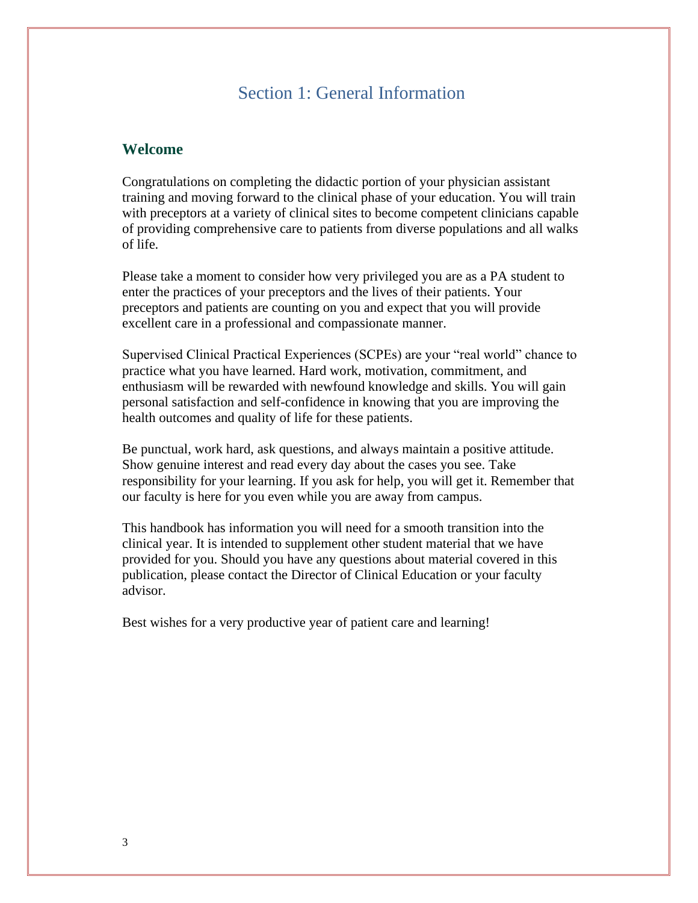# Section 1: General Information

## Welcome

Congratulations on completing the didactic portion of your physician assistant training and moving forward to the clinical phase of your education. You will train with preceptors at a variety of clinical sites to become competent clinicians capable of providing comprehensive care to patients from diverse populations and all walks of life.

Please take a moment to consider how very privileged you are as a PA student to enter the practices of your preceptors and the lives of their patients. Your preceptors and patients are counting on you and expect that you will provide excellent care in a professional and compassionate manner.

Supervised Clinical Practical Experiences (SCPEs) are your “real world” chance to practice what you have learned. Hard work, motivation, commitment, and enthusiasm will be rewarded with newfound knowledge and skills. You will gain personal satisfaction and self-confidence in knowing that you are improving the health outcomes and quality of life for these patients.

Be punctual, work hard, ask questions, and always maintain a positive attitude. Show genuine interest and read every day about the cases you see. Take responsibility for your learning. If you ask for help, you will get it. Remember that our faculty is here for you even while you are away from campus.

This handbook has information you will need for a smooth transition into the clinical year. It is intended to supplement other student material that we have provided for you. Should you have any questions about material covered in this publication, please contact the Director of Clinical Education or your faculty advisor.

Best wishes for a very productive year of patient care and learning!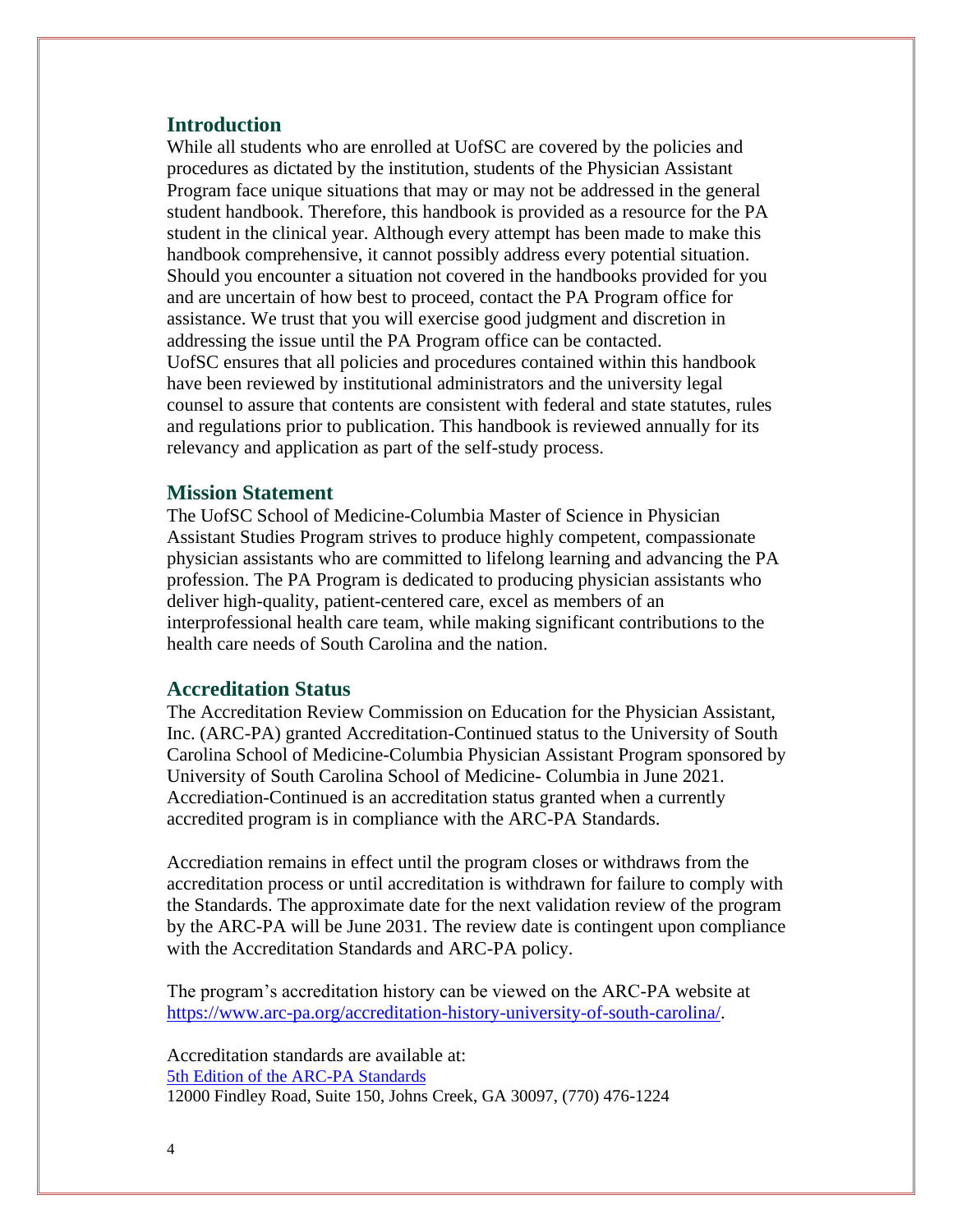## Introduction

While all students who are enrolled at UofSC are covered by the policies and procedures as dictated by the institution, students of the Physician Assistant Program face unique situations that may or may not be addressed in the general student handbook. Therefore, this handbook is provided as a resource for the PA student in the clinical year. Although every attempt has been made to make this handbook comprehensive, it cannot possibly address every potential situation. Should you encounter a situation not covered in the handbooks provided for you and are uncertain of how best to proceed, contact the PA Program office for assistance. We trust that you will exercise good judgment and discretion in addressing the issue until the PA Program office can be contacted.
UofSC ensures that all policies and procedures contained within this handbook have been reviewed by institutional administrators and the university legal counsel to assure that contents are consistent with federal and state statutes, rules and regulations prior to publication. This handbook is reviewed annually for its relevancy and application as part of the self-study process.

## Mission Statement

The UofSC School of Medicine-Columbia Master of Science in Physician Assistant Studies Program strives to produce highly competent, compassionate physician assistants who are committed to lifelong learning and advancing the PA profession. The PA Program is dedicated to producing physician assistants who deliver high-quality, patient-centered care, excel as members of an interprofessional health care team, while making significant contributions to the health care needs of South Carolina and the nation.

## Accreditation Status

The Accreditation Review Commission on Education for the Physician Assistant, Inc. (ARC-PA) granted Accreditation-Continued status to the University of South Carolina School of Medicine-Columbia Physician Assistant Program sponsored by University of South Carolina School of Medicine- Columbia in June 2021. Accrediation-Continued is an accreditation status granted when a currently accredited program is in compliance with the ARC-PA Standards.

Accrediation remains in effect until the program closes or withdraws from the accreditation process or until accreditation is withdrawn for failure to comply with the Standards. The approximate date for the next validation review of the program by the ARC-PA will be June 2031. The review date is contingent upon compliance with the Accreditation Standards and ARC-PA policy.

The program's accreditation history can be viewed on the ARC-PA website at https://www.arc-pa.org/accreditation-history-university-of-south-carolina/.

Accreditation standards are available at:
5th Edition of the ARC-PA Standards
12000 Findley Road, Suite 150, Johns Creek, GA 30097, (770) 476-1224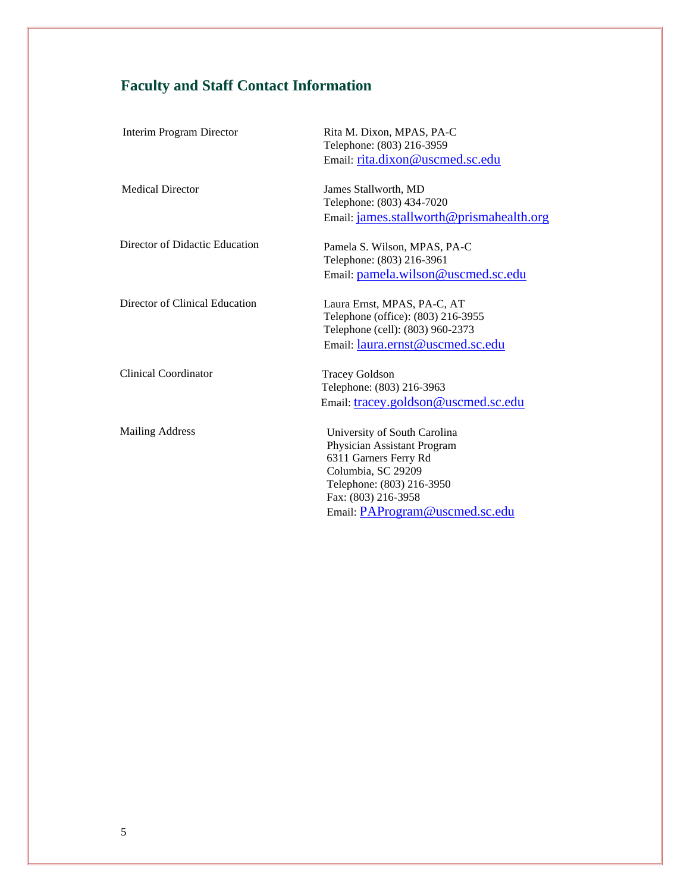## Faculty and Staff Contact Information

| | |
|---|---|
| Interim Program Director | Rita M. Dixon, MPAS, PA-C<br>Telephone: (803) 216-3959<br>Email: rita.dixon@uscmed.sc.edu |
| Medical Director | James Stallworth, MD<br>Telephone: (803) 434-7020<br>Email: james.stallworth@prismahealth.org |
| Director of Didactic Education | Pamela S. Wilson, MPAS, PA-C<br>Telephone: (803) 216-3961<br>Email: pamela.wilson@uscmed.sc.edu |
| Director of Clinical Education | Laura Ernst, MPAS, PA-C, AT<br>Telephone (office): (803) 216-3955<br>Telephone (cell): (803) 960-2373<br>Email: laura.ernst@uscmed.sc.edu |
| Clinical Coordinator | Tracey Goldson<br>Telephone: (803) 216-3963<br>Email: tracey.goldson@uscmed.sc.edu |
| Mailing Address | University of South Carolina<br>Physician Assistant Program<br>6311 Garners Ferry Rd<br>Columbia, SC 29209<br>Telephone: (803) 216-3950<br>Fax: (803) 216-3958<br>Email: PAProgram@uscmed.sc.edu |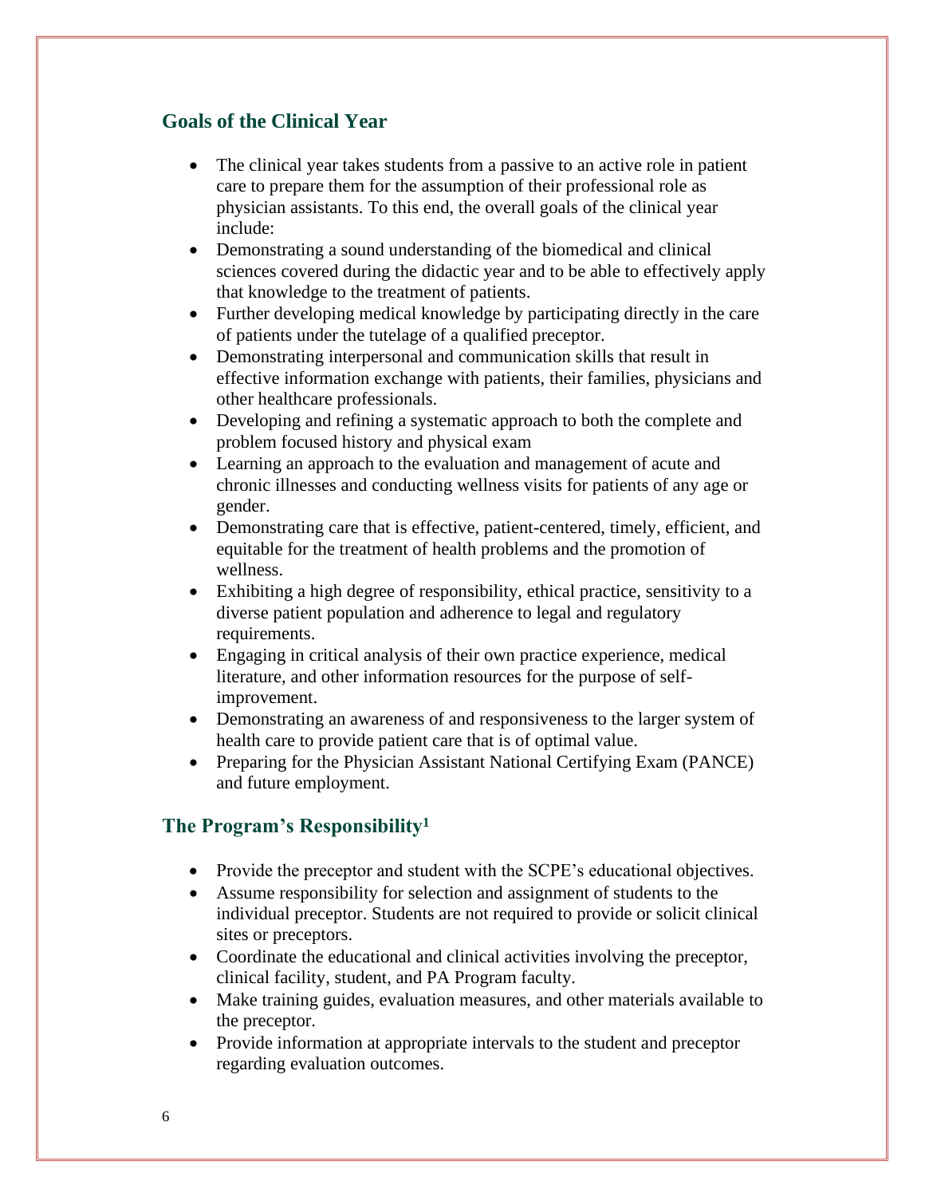## Goals of the Clinical Year

- The clinical year takes students from a passive to an active role in patient care to prepare them for the assumption of their professional role as physician assistants. To this end, the overall goals of the clinical year include:
- Demonstrating a sound understanding of the biomedical and clinical sciences covered during the didactic year and to be able to effectively apply that knowledge to the treatment of patients.
- Further developing medical knowledge by participating directly in the care of patients under the tutelage of a qualified preceptor.
- Demonstrating interpersonal and communication skills that result in effective information exchange with patients, their families, physicians and other healthcare professionals.
- Developing and refining a systematic approach to both the complete and problem focused history and physical exam
- Learning an approach to the evaluation and management of acute and chronic illnesses and conducting wellness visits for patients of any age or gender.
- Demonstrating care that is effective, patient-centered, timely, efficient, and equitable for the treatment of health problems and the promotion of wellness.
- Exhibiting a high degree of responsibility, ethical practice, sensitivity to a diverse patient population and adherence to legal and regulatory requirements.
- Engaging in critical analysis of their own practice experience, medical literature, and other information resources for the purpose of self-improvement.
- Demonstrating an awareness of and responsiveness to the larger system of health care to provide patient care that is of optimal value.
- Preparing for the Physician Assistant National Certifying Exam (PANCE) and future employment.

## The Program's Responsibility[1]

- Provide the preceptor and student with the SCPE's educational objectives.
- Assume responsibility for selection and assignment of students to the individual preceptor. Students are not required to provide or solicit clinical sites or preceptors.
- Coordinate the educational and clinical activities involving the preceptor, clinical facility, student, and PA Program faculty.
- Make training guides, evaluation measures, and other materials available to the preceptor.
- Provide information at appropriate intervals to the student and preceptor regarding evaluation outcomes.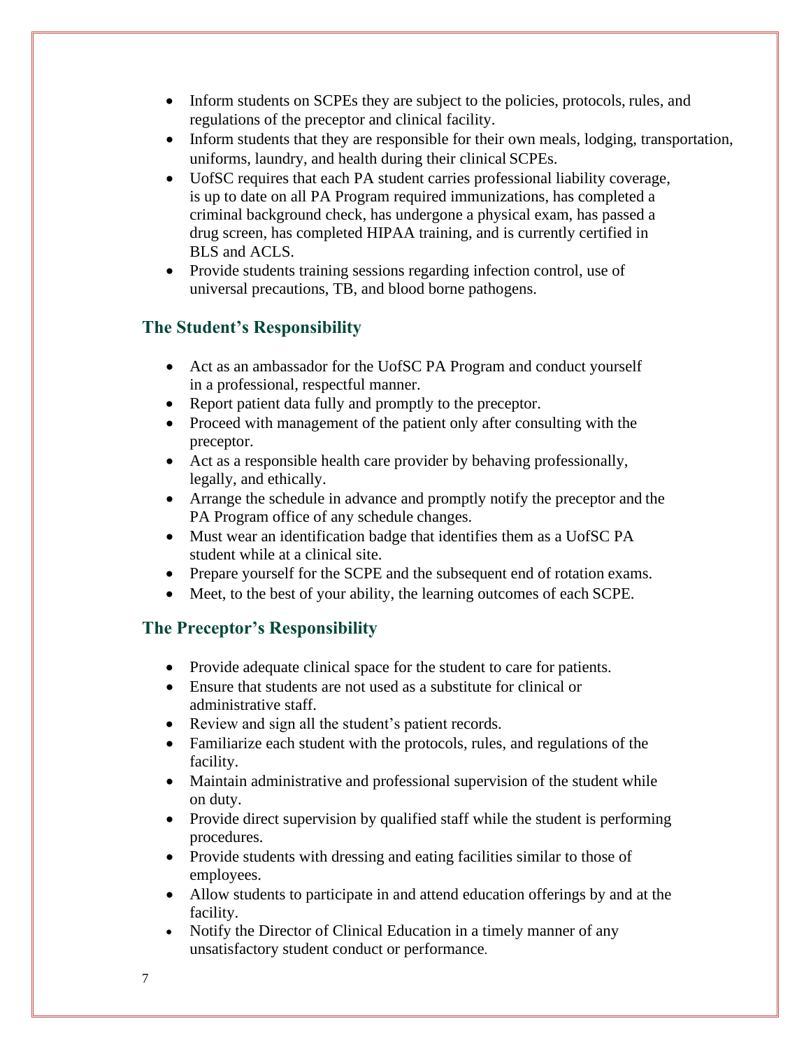- Inform students on SCPEs they are subject to the policies, protocols, rules, and regulations of the preceptor and clinical facility.
- Inform students that they are responsible for their own meals, lodging, transportation, uniforms, laundry, and health during their clinical SCPEs.
- UofSC requires that each PA student carries professional liability coverage, is up to date on all PA Program required immunizations, has completed a criminal background check, has undergone a physical exam, has passed a drug screen, has completed HIPAA training, and is currently certified in BLS and ACLS.
- Provide students training sessions regarding infection control, use of universal precautions, TB, and blood borne pathogens.

## The Student's Responsibility

- Act as an ambassador for the UofSC PA Program and conduct yourself in a professional, respectful manner.
- Report patient data fully and promptly to the preceptor.
- Proceed with management of the patient only after consulting with the preceptor.
- Act as a responsible health care provider by behaving professionally, legally, and ethically.
- Arrange the schedule in advance and promptly notify the preceptor and the PA Program office of any schedule changes.
- Must wear an identification badge that identifies them as a UofSC PA student while at a clinical site.
- Prepare yourself for the SCPE and the subsequent end of rotation exams.
- Meet, to the best of your ability, the learning outcomes of each SCPE.

## The Preceptor's Responsibility

- Provide adequate clinical space for the student to care for patients.
- Ensure that students are not used as a substitute for clinical or administrative staff.
- Review and sign all the student's patient records.
- Familiarize each student with the protocols, rules, and regulations of the facility.
- Maintain administrative and professional supervision of the student while on duty.
- Provide direct supervision by qualified staff while the student is performing procedures.
- Provide students with dressing and eating facilities similar to those of employees.
- Allow students to participate in and attend education offerings by and at the facility.
- Notify the Director of Clinical Education in a timely manner of any unsatisfactory student conduct or performance.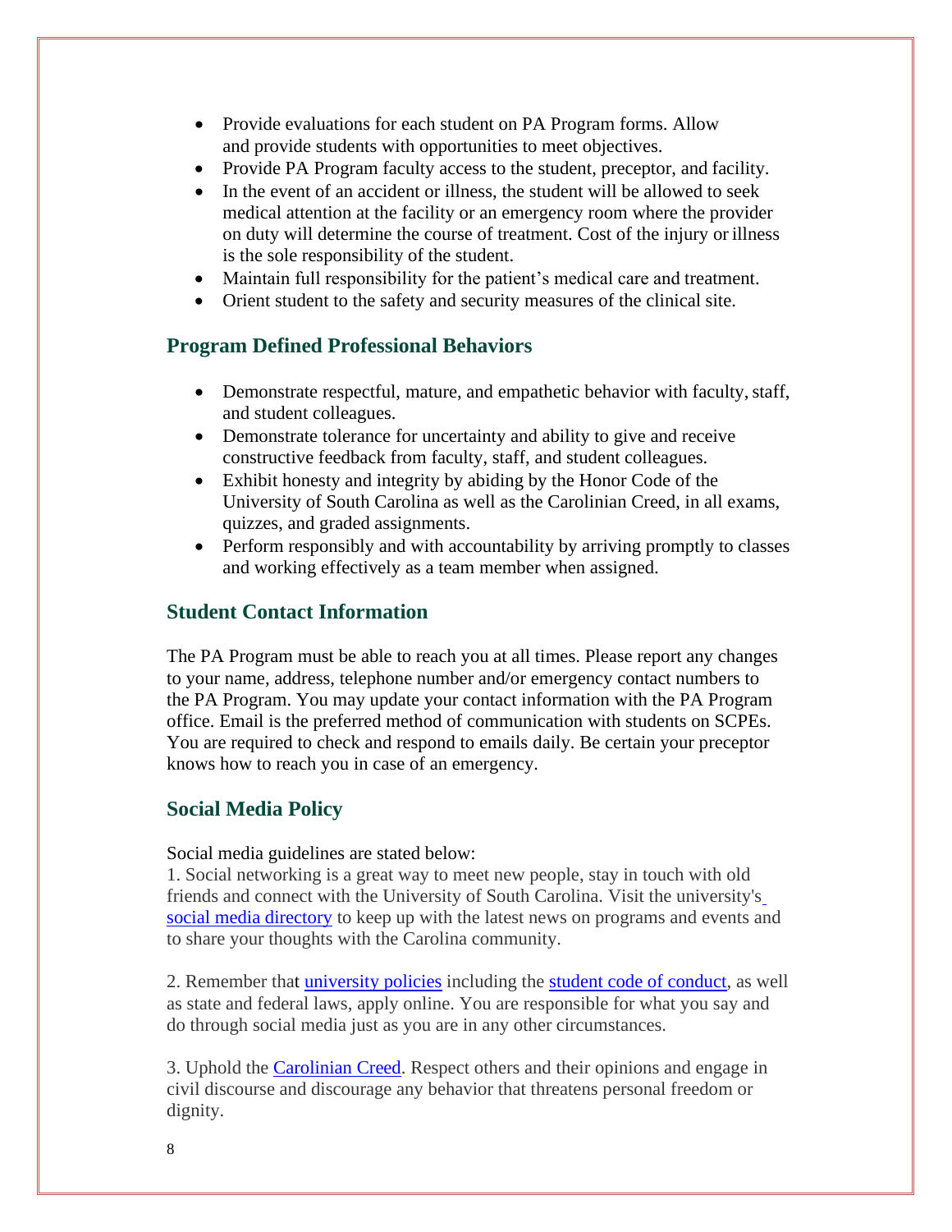- Provide evaluations for each student on PA Program forms. Allow and provide students with opportunities to meet objectives.
- Provide PA Program faculty access to the student, preceptor, and facility.
- In the event of an accident or illness, the student will be allowed to seek medical attention at the facility or an emergency room where the provider on duty will determine the course of treatment. Cost of the injury or illness is the sole responsibility of the student.
- Maintain full responsibility for the patient's medical care and treatment.
- Orient student to the safety and security measures of the clinical site.

## Program Defined Professional Behaviors

- Demonstrate respectful, mature, and empathetic behavior with faculty, staff, and student colleagues.
- Demonstrate tolerance for uncertainty and ability to give and receive constructive feedback from faculty, staff, and student colleagues.
- Exhibit honesty and integrity by abiding by the Honor Code of the University of South Carolina as well as the Carolinian Creed, in all exams, quizzes, and graded assignments.
- Perform responsibly and with accountability by arriving promptly to classes and working effectively as a team member when assigned.

## Student Contact Information

The PA Program must be able to reach you at all times. Please report any changes to your name, address, telephone number and/or emergency contact numbers to the PA Program. You may update your contact information with the PA Program office. Email is the preferred method of communication with students on SCPEs. You are required to check and respond to emails daily. Be certain your preceptor knows how to reach you in case of an emergency.

## Social Media Policy

Social media guidelines are stated below:
1. Social networking is a great way to meet new people, stay in touch with old friends and connect with the University of South Carolina. Visit the university's social media directory to keep up with the latest news on programs and events and to share your thoughts with the Carolina community.

2. Remember that university policies including the student code of conduct, as well as state and federal laws, apply online. You are responsible for what you say and do through social media just as you are in any other circumstances.

3. Uphold the Carolinian Creed. Respect others and their opinions and engage in civil discourse and discourage any behavior that threatens personal freedom or dignity.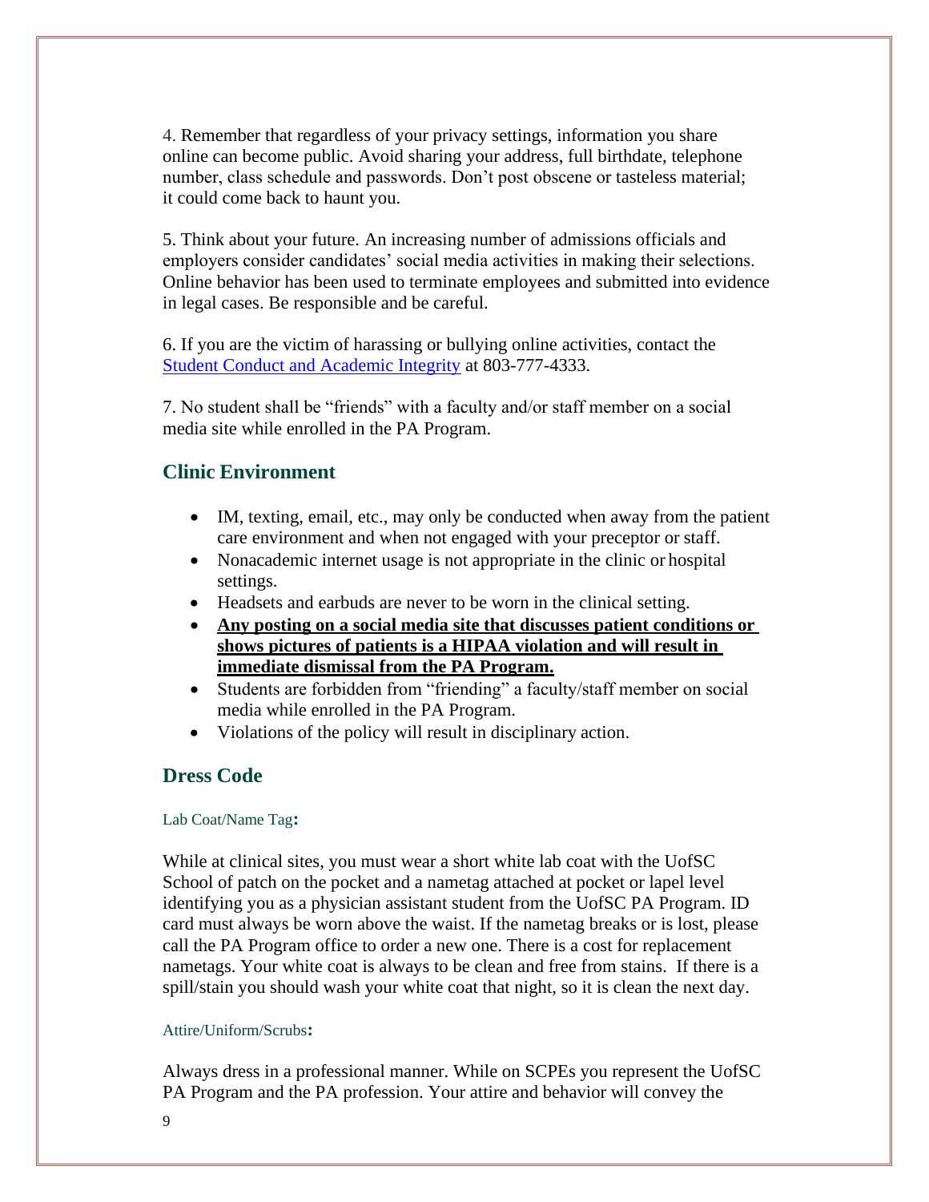4. Remember that regardless of your privacy settings, information you share online can become public. Avoid sharing your address, full birthdate, telephone number, class schedule and passwords. Don't post obscene or tasteless material; it could come back to haunt you.

5. Think about your future. An increasing number of admissions officials and employers consider candidates' social media activities in making their selections. Online behavior has been used to terminate employees and submitted into evidence in legal cases. Be responsible and be careful.

6. If you are the victim of harassing or bullying online activities, contact the [Student Conduct and Academic Integrity] at 803-777-4333.

7. No student shall be "friends" with a faculty and/or staff member on a social media site while enrolled in the PA Program.

## Clinic Environment

- IM, texting, email, etc., may only be conducted when away from the patient care environment and when not engaged with your preceptor or staff.
- Nonacademic internet usage is not appropriate in the clinic or hospital settings.
- Headsets and earbuds are never to be worn in the clinical setting.
- **Any posting on a social media site that discusses patient conditions or shows pictures of patients is a HIPAA violation and will result in immediate dismissal from the PA Program.**
- Students are forbidden from "friending" a faculty/staff member on social media while enrolled in the PA Program.
- Violations of the policy will result in disciplinary action.

## Dress Code

### Lab Coat/Name Tag:

While at clinical sites, you must wear a short white lab coat with the UofSC School of patch on the pocket and a nametag attached at pocket or lapel level identifying you as a physician assistant student from the UofSC PA Program. ID card must always be worn above the waist. If the nametag breaks or is lost, please call the PA Program office to order a new one. There is a cost for replacement nametags. Your white coat is always to be clean and free from stains. If there is a spill/stain you should wash your white coat that night, so it is clean the next day.

### Attire/Uniform/Scrubs:

Always dress in a professional manner. While on SCPEs you represent the UofSC PA Program and the PA profession. Your attire and behavior will convey the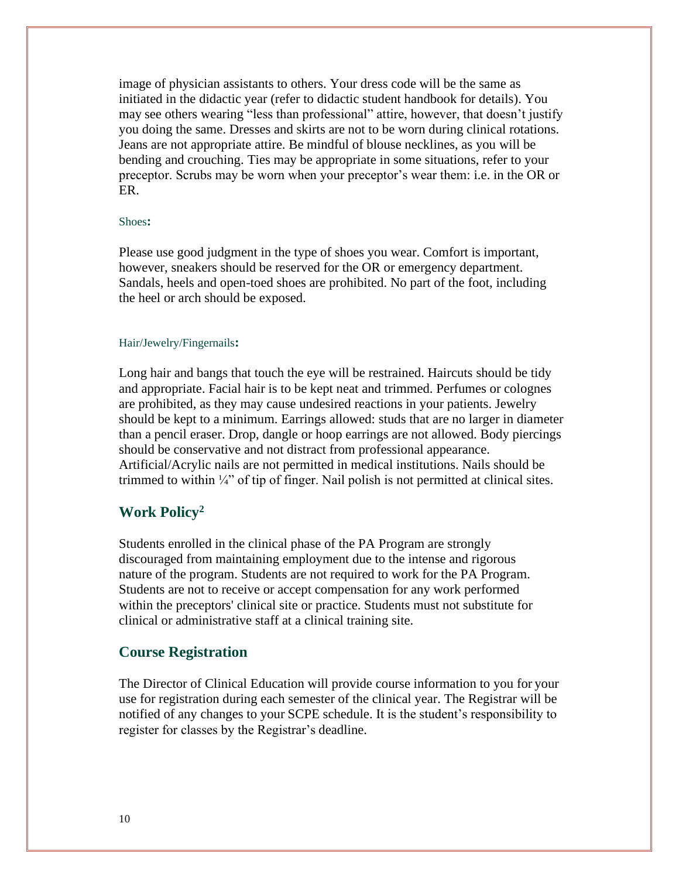image of physician assistants to others. Your dress code will be the same as initiated in the didactic year (refer to didactic student handbook for details). You may see others wearing "less than professional" attire, however, that doesn't justify you doing the same. Dresses and skirts are not to be worn during clinical rotations. Jeans are not appropriate attire. Be mindful of blouse necklines, as you will be bending and crouching. Ties may be appropriate in some situations, refer to your preceptor. Scrubs may be worn when your preceptor's wear them: i.e. in the OR or ER.

#### Shoes:

Please use good judgment in the type of shoes you wear. Comfort is important, however, sneakers should be reserved for the OR or emergency department. Sandals, heels and open-toed shoes are prohibited. No part of the foot, including the heel or arch should be exposed.

#### Hair/Jewelry/Fingernails:

Long hair and bangs that touch the eye will be restrained. Haircuts should be tidy and appropriate. Facial hair is to be kept neat and trimmed. Perfumes or colognes are prohibited, as they may cause undesired reactions in your patients. Jewelry should be kept to a minimum. Earrings allowed: studs that are no larger in diameter than a pencil eraser. Drop, dangle or hoop earrings are not allowed. Body piercings should be conservative and not distract from professional appearance. Artificial/Acrylic nails are not permitted in medical institutions. Nails should be trimmed to within ¼" of tip of finger. Nail polish is not permitted at clinical sites.

## Work Policy[2]

Students enrolled in the clinical phase of the PA Program are strongly discouraged from maintaining employment due to the intense and rigorous nature of the program. Students are not required to work for the PA Program. Students are not to receive or accept compensation for any work performed within the preceptors' clinical site or practice. Students must not substitute for clinical or administrative staff at a clinical training site.

## Course Registration

The Director of Clinical Education will provide course information to you for your use for registration during each semester of the clinical year. The Registrar will be notified of any changes to your SCPE schedule. It is the student's responsibility to register for classes by the Registrar's deadline.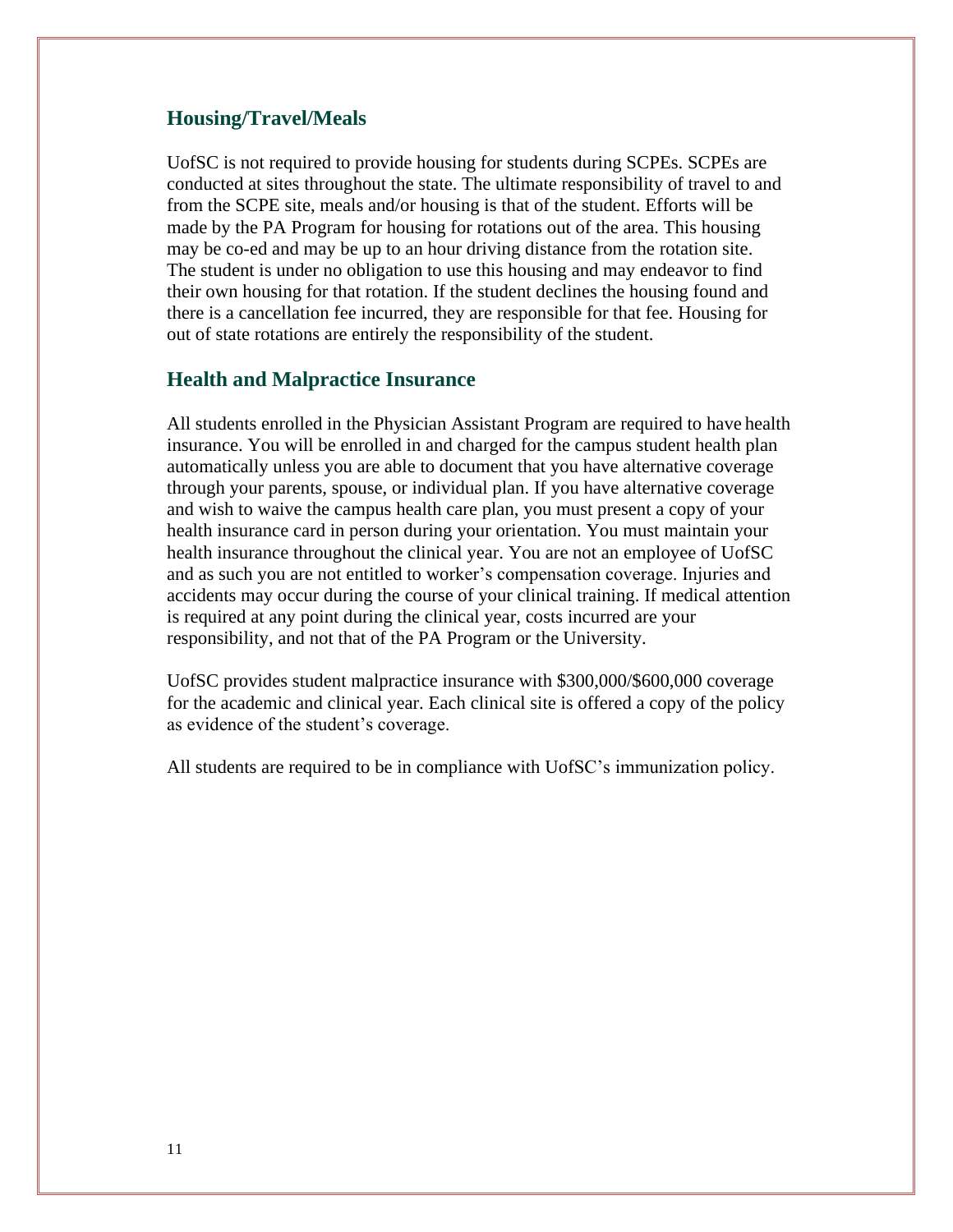## Housing/Travel/Meals

UofSC is not required to provide housing for students during SCPEs. SCPEs are conducted at sites throughout the state. The ultimate responsibility of travel to and from the SCPE site, meals and/or housing is that of the student. Efforts will be made by the PA Program for housing for rotations out of the area. This housing may be co-ed and may be up to an hour driving distance from the rotation site. The student is under no obligation to use this housing and may endeavor to find their own housing for that rotation. If the student declines the housing found and there is a cancellation fee incurred, they are responsible for that fee. Housing for out of state rotations are entirely the responsibility of the student.

## Health and Malpractice Insurance

All students enrolled in the Physician Assistant Program are required to have health insurance. You will be enrolled in and charged for the campus student health plan automatically unless you are able to document that you have alternative coverage through your parents, spouse, or individual plan. If you have alternative coverage and wish to waive the campus health care plan, you must present a copy of your health insurance card in person during your orientation. You must maintain your health insurance throughout the clinical year. You are not an employee of UofSC and as such you are not entitled to worker's compensation coverage. Injuries and accidents may occur during the course of your clinical training. If medical attention is required at any point during the clinical year, costs incurred are your responsibility, and not that of the PA Program or the University.

UofSC provides student malpractice insurance with $300,000/$600,000 coverage for the academic and clinical year. Each clinical site is offered a copy of the policy as evidence of the student's coverage.

All students are required to be in compliance with UofSC's immunization policy.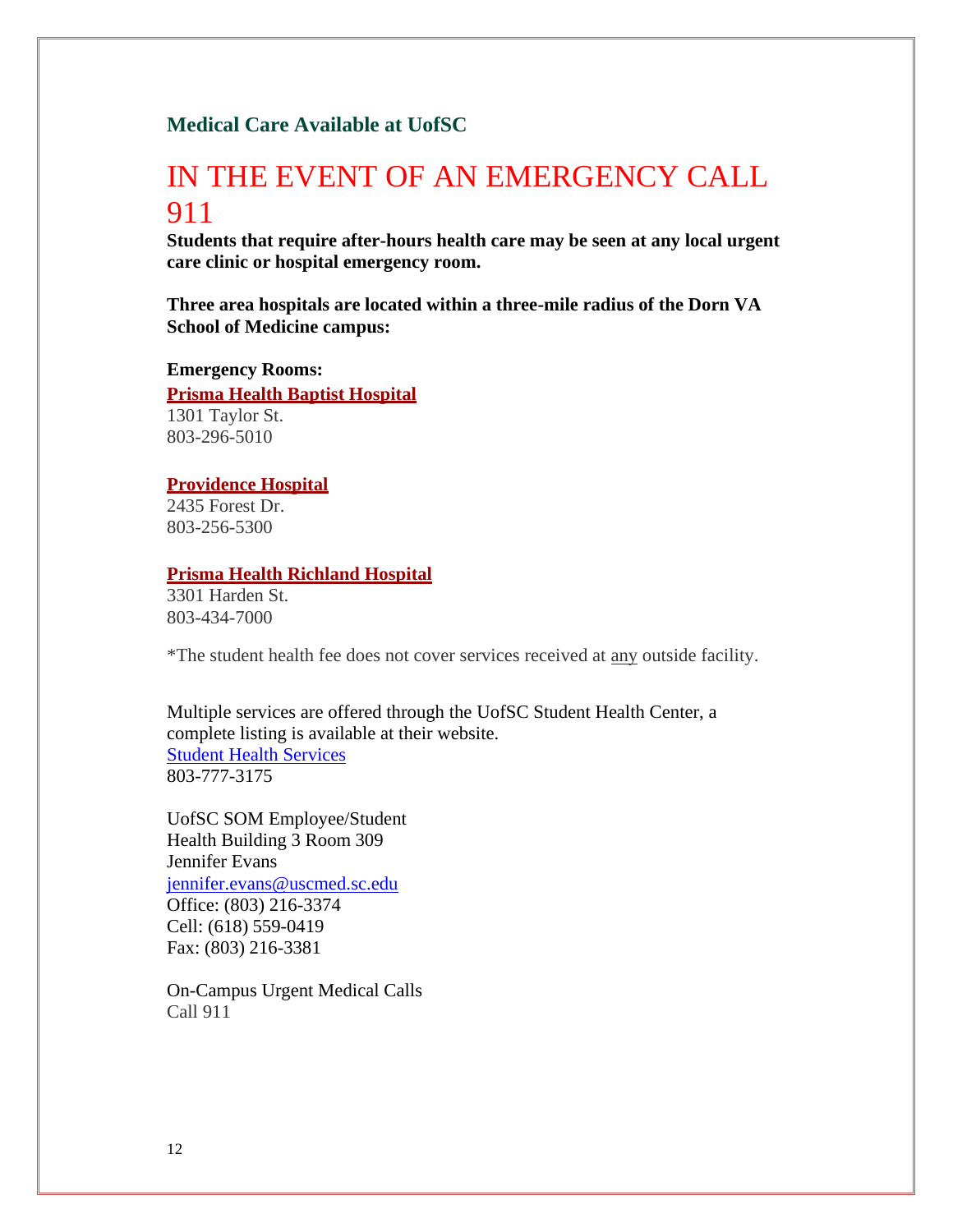### Medical Care Available at UofSC

# IN THE EVENT OF AN EMERGENCY CALL 911

**Students that require after-hours health care may be seen at any local urgent care clinic or hospital emergency room.**

**Three area hospitals are located within a three-mile radius of the Dorn VA School of Medicine campus:**

**Emergency Rooms:**

**Prisma Health Baptist Hospital**
1301 Taylor St.
803-296-5010

**Providence Hospital**
2435 Forest Dr.
803-256-5300

**Prisma Health Richland Hospital**
3301 Harden St.
803-434-7000

*The student health fee does not cover services received at any outside facility.

Multiple services are offered through the UofSC Student Health Center, a complete listing is available at their website.
Student Health Services
803-777-3175

UofSC SOM Employee/Student
Health Building 3 Room 309
Jennifer Evans
jennifer.evans@uscmed.sc.edu
Office: (803) 216-3374
Cell: (618) 559-0419
Fax: (803) 216-3381

On-Campus Urgent Medical Calls
Call 911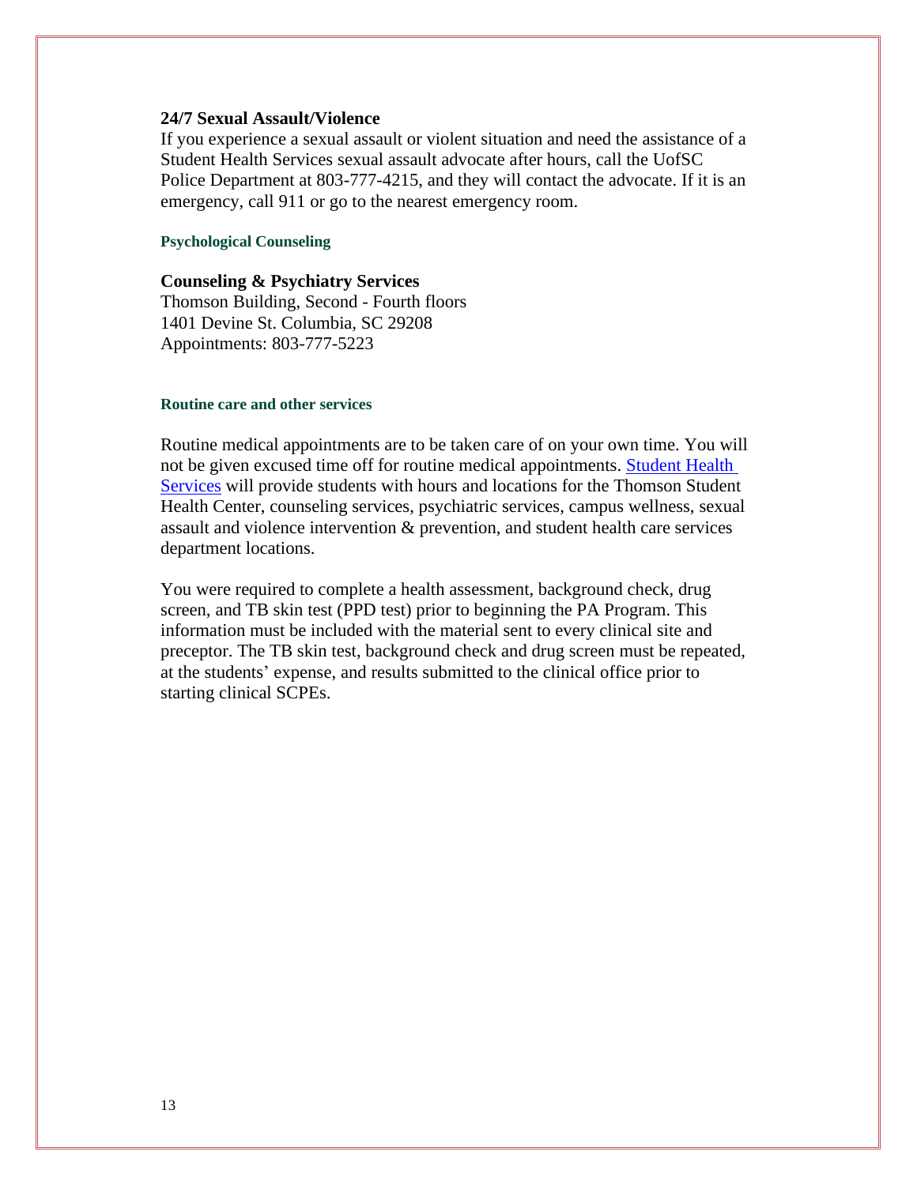**24/7 Sexual Assault/Violence**
If you experience a sexual assault or violent situation and need the assistance of a Student Health Services sexual assault advocate after hours, call the UofSC Police Department at 803-777-4215, and they will contact the advocate. If it is an emergency, call 911 or go to the nearest emergency room.

#### Psychological Counseling

**Counseling & Psychiatry Services**
Thomson Building, Second - Fourth floors
1401 Devine St. Columbia, SC 29208
Appointments: 803-777-5223

#### Routine care and other services

Routine medical appointments are to be taken care of on your own time. You will not be given excused time off for routine medical appointments. Student Health Services will provide students with hours and locations for the Thomson Student Health Center, counseling services, psychiatric services, campus wellness, sexual assault and violence intervention & prevention, and student health care services department locations.

You were required to complete a health assessment, background check, drug screen, and TB skin test (PPD test) prior to beginning the PA Program. This information must be included with the material sent to every clinical site and preceptor. The TB skin test, background check and drug screen must be repeated, at the students' expense, and results submitted to the clinical office prior to starting clinical SCPEs.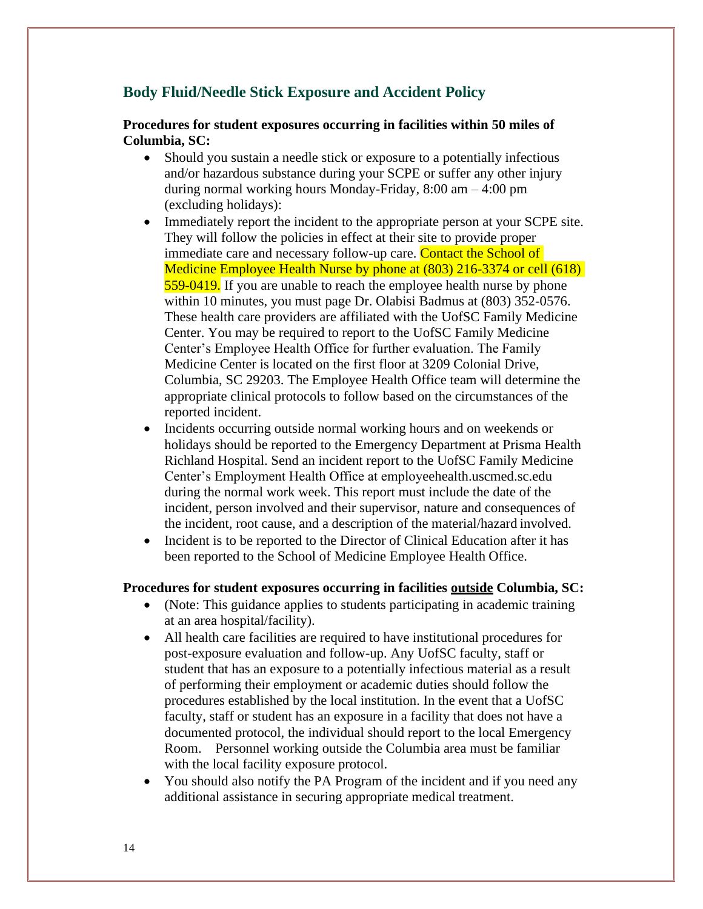## Body Fluid/Needle Stick Exposure and Accident Policy

**Procedures for student exposures occurring in facilities within 50 miles of Columbia, SC:**

- Should you sustain a needle stick or exposure to a potentially infectious and/or hazardous substance during your SCPE or suffer any other injury during normal working hours Monday-Friday, 8:00 am – 4:00 pm (excluding holidays):
- Immediately report the incident to the appropriate person at your SCPE site. They will follow the policies in effect at their site to provide proper immediate care and necessary follow-up care. Contact the School of Medicine Employee Health Nurse by phone at (803) 216-3374 or cell (618) 559-0419. If you are unable to reach the employee health nurse by phone within 10 minutes, you must page Dr. Olabisi Badmus at (803) 352-0576. These health care providers are affiliated with the UofSC Family Medicine Center. You may be required to report to the UofSC Family Medicine Center's Employee Health Office for further evaluation. The Family Medicine Center is located on the first floor at 3209 Colonial Drive, Columbia, SC 29203. The Employee Health Office team will determine the appropriate clinical protocols to follow based on the circumstances of the reported incident.
- Incidents occurring outside normal working hours and on weekends or holidays should be reported to the Emergency Department at Prisma Health Richland Hospital. Send an incident report to the UofSC Family Medicine Center's Employment Health Office at employeehealth.uscmed.sc.edu during the normal work week. This report must include the date of the incident, person involved and their supervisor, nature and consequences of the incident, root cause, and a description of the material/hazard involved.
- Incident is to be reported to the Director of Clinical Education after it has been reported to the School of Medicine Employee Health Office.

**Procedures for student exposures occurring in facilities <u>outside</u> Columbia, SC:**

- (Note: This guidance applies to students participating in academic training at an area hospital/facility).
- All health care facilities are required to have institutional procedures for post-exposure evaluation and follow-up. Any UofSC faculty, staff or student that has an exposure to a potentially infectious material as a result of performing their employment or academic duties should follow the procedures established by the local institution. In the event that a UofSC faculty, staff or student has an exposure in a facility that does not have a documented protocol, the individual should report to the local Emergency Room. Personnel working outside the Columbia area must be familiar with the local facility exposure protocol.
- You should also notify the PA Program of the incident and if you need any additional assistance in securing appropriate medical treatment.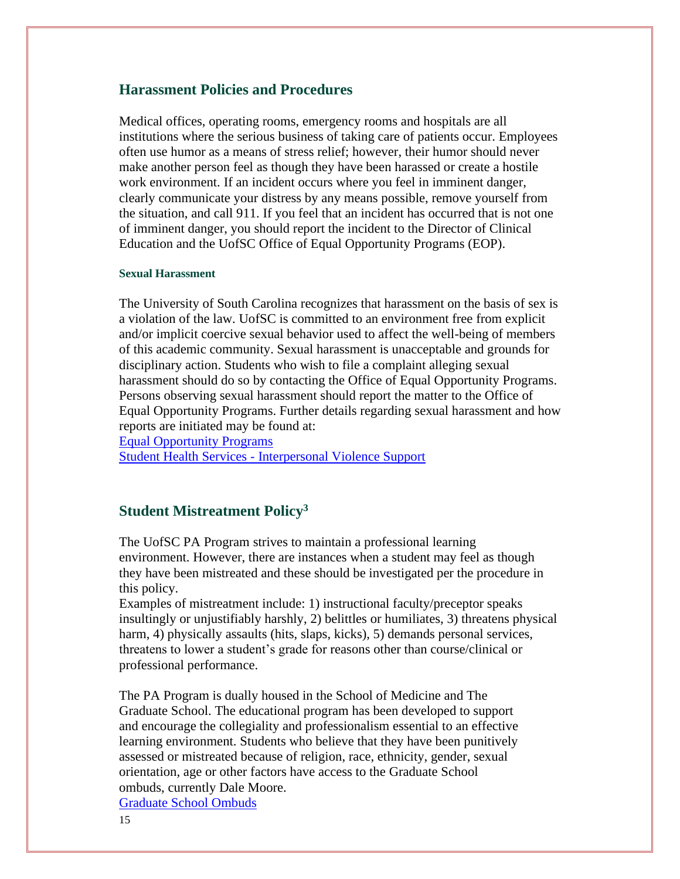## Harassment Policies and Procedures

Medical offices, operating rooms, emergency rooms and hospitals are all institutions where the serious business of taking care of patients occur. Employees often use humor as a means of stress relief; however, their humor should never make another person feel as though they have been harassed or create a hostile work environment. If an incident occurs where you feel in imminent danger, clearly communicate your distress by any means possible, remove yourself from the situation, and call 911. If you feel that an incident has occurred that is not one of imminent danger, you should report the incident to the Director of Clinical Education and the UofSC Office of Equal Opportunity Programs (EOP).

### Sexual Harassment

The University of South Carolina recognizes that harassment on the basis of sex is a violation of the law. UofSC is committed to an environment free from explicit and/or implicit coercive sexual behavior used to affect the well-being of members of this academic community. Sexual harassment is unacceptable and grounds for disciplinary action. Students who wish to file a complaint alleging sexual harassment should do so by contacting the Office of Equal Opportunity Programs. Persons observing sexual harassment should report the matter to the Office of Equal Opportunity Programs. Further details regarding sexual harassment and how reports are initiated may be found at:
Equal Opportunity Programs
Student Health Services - Interpersonal Violence Support

## Student Mistreatment Policy[3]

The UofSC PA Program strives to maintain a professional learning environment. However, there are instances when a student may feel as though they have been mistreated and these should be investigated per the procedure in this policy.
Examples of mistreatment include: 1) instructional faculty/preceptor speaks insultingly or unjustifiably harshly, 2) belittles or humiliates, 3) threatens physical harm, 4) physically assaults (hits, slaps, kicks), 5) demands personal services, threatens to lower a student's grade for reasons other than course/clinical or professional performance.

The PA Program is dually housed in the School of Medicine and The Graduate School. The educational program has been developed to support and encourage the collegiality and professionalism essential to an effective learning environment. Students who believe that they have been punitively assessed or mistreated because of religion, race, ethnicity, gender, sexual orientation, age or other factors have access to the Graduate School ombuds, currently Dale Moore.
Graduate School Ombuds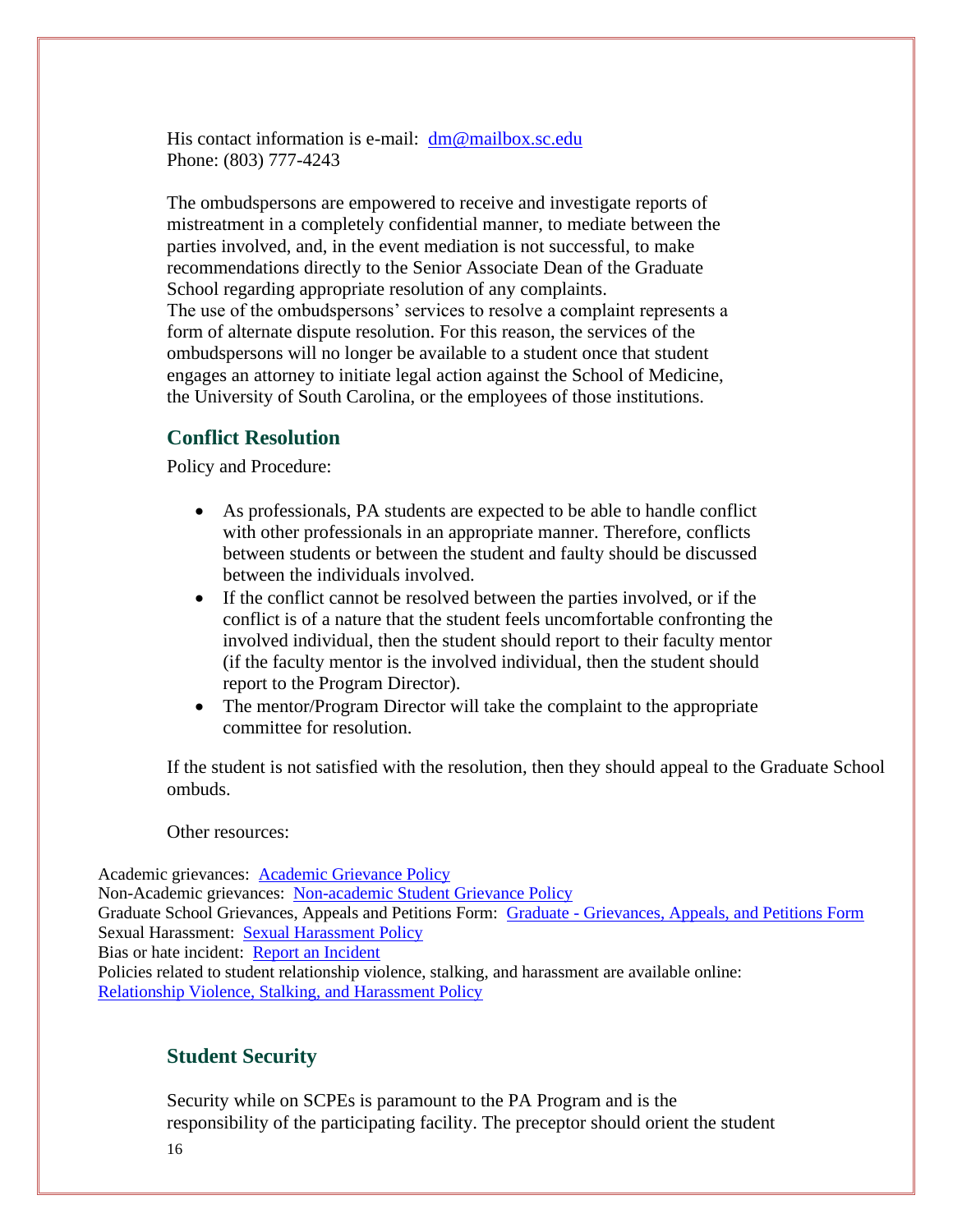His contact information is e-mail: [dm@mailbox.sc.edu](mailto:dm@mailbox.sc.edu)
Phone: (803) 777-4243

The ombudspersons are empowered to receive and investigate reports of mistreatment in a completely confidential manner, to mediate between the parties involved, and, in the event mediation is not successful, to make recommendations directly to the Senior Associate Dean of the Graduate School regarding appropriate resolution of any complaints.
The use of the ombudspersons' services to resolve a complaint represents a form of alternate dispute resolution. For this reason, the services of the ombudspersons will no longer be available to a student once that student engages an attorney to initiate legal action against the School of Medicine, the University of South Carolina, or the employees of those institutions.

## Conflict Resolution

Policy and Procedure:

- As professionals, PA students are expected to be able to handle conflict with other professionals in an appropriate manner. Therefore, conflicts between students or between the student and faulty should be discussed between the individuals involved.
- If the conflict cannot be resolved between the parties involved, or if the conflict is of a nature that the student feels uncomfortable confronting the involved individual, then the student should report to their faculty mentor (if the faculty mentor is the involved individual, then the student should report to the Program Director).
- The mentor/Program Director will take the complaint to the appropriate committee for resolution.

If the student is not satisfied with the resolution, then they should appeal to the Graduate School ombuds.

Other resources:

Academic grievances: Academic Grievance Policy
Non-Academic grievances: Non-academic Student Grievance Policy
Graduate School Grievances, Appeals and Petitions Form: Graduate - Grievances, Appeals, and Petitions Form
Sexual Harassment: Sexual Harassment Policy
Bias or hate incident: Report an Incident
Policies related to student relationship violence, stalking, and harassment are available online:
Relationship Violence, Stalking, and Harassment Policy

## Student Security

Security while on SCPEs is paramount to the PA Program and is the responsibility of the participating facility. The preceptor should orient the student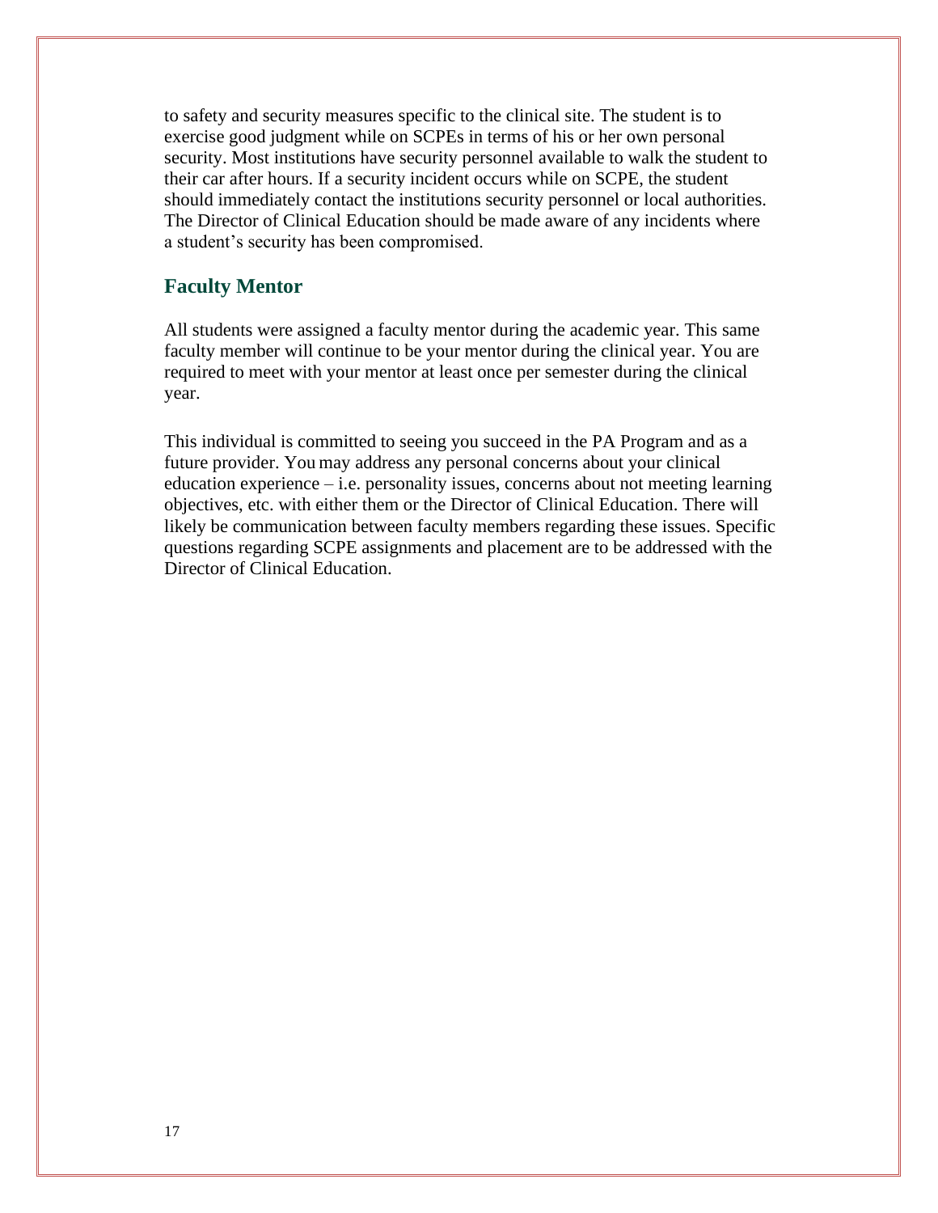to safety and security measures specific to the clinical site. The student is to exercise good judgment while on SCPEs in terms of his or her own personal security. Most institutions have security personnel available to walk the student to their car after hours. If a security incident occurs while on SCPE, the student should immediately contact the institutions security personnel or local authorities. The Director of Clinical Education should be made aware of any incidents where a student's security has been compromised.

## Faculty Mentor

All students were assigned a faculty mentor during the academic year. This same faculty member will continue to be your mentor during the clinical year. You are required to meet with your mentor at least once per semester during the clinical year.

This individual is committed to seeing you succeed in the PA Program and as a future provider. You may address any personal concerns about your clinical education experience – i.e. personality issues, concerns about not meeting learning objectives, etc. with either them or the Director of Clinical Education. There will likely be communication between faculty members regarding these issues. Specific questions regarding SCPE assignments and placement are to be addressed with the Director of Clinical Education.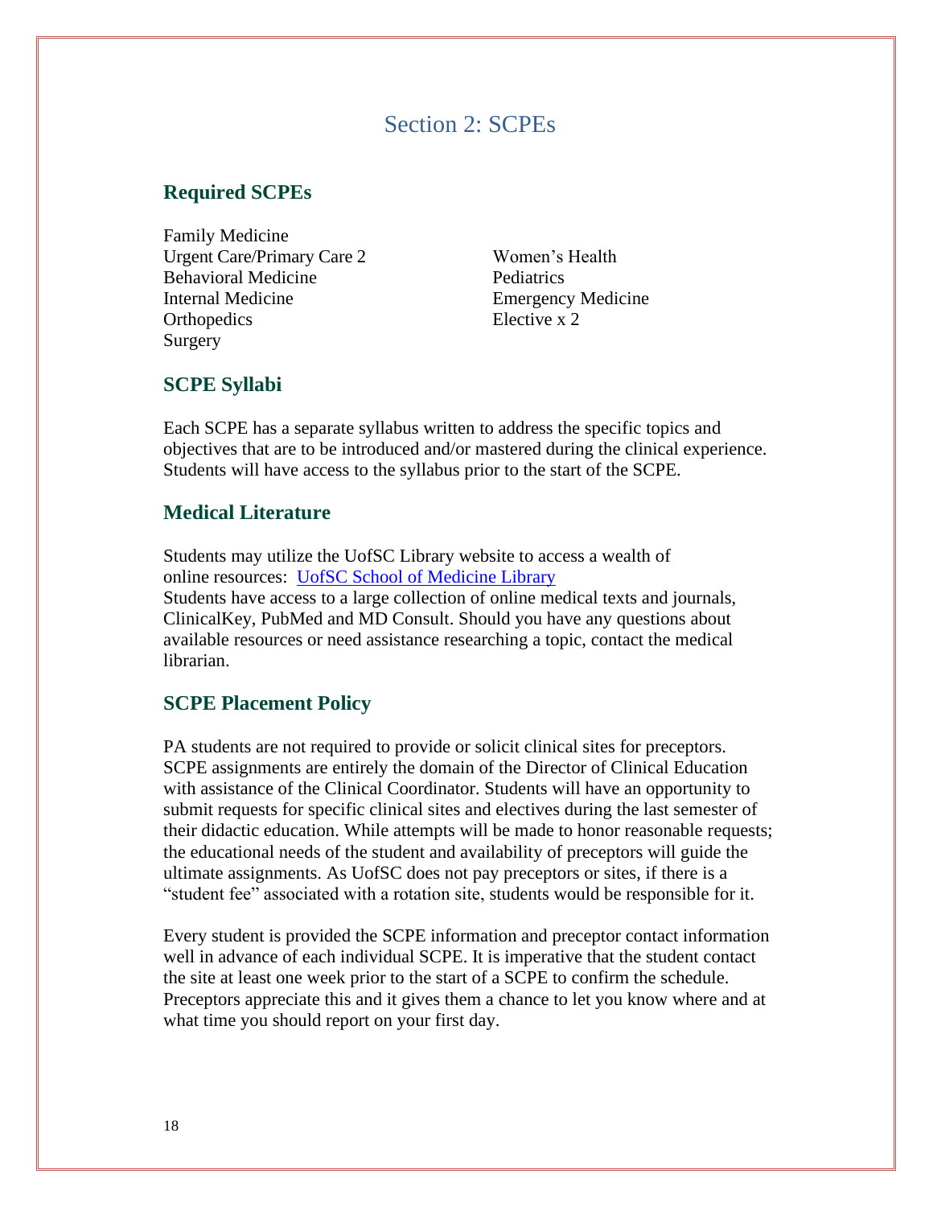# Section 2: SCPEs

## Required SCPEs

- Family Medicine
- Urgent Care/Primary Care 2
- Behavioral Medicine
- Internal Medicine
- Orthopedics
- Surgery
- Women's Health
- Pediatrics
- Emergency Medicine
- Elective x 2

## SCPE Syllabi

Each SCPE has a separate syllabus written to address the specific topics and objectives that are to be introduced and/or mastered during the clinical experience. Students will have access to the syllabus prior to the start of the SCPE.

## Medical Literature

Students may utilize the UofSC Library website to access a wealth of online resources: UofSC School of Medicine Library
Students have access to a large collection of online medical texts and journals, ClinicalKey, PubMed and MD Consult. Should you have any questions about available resources or need assistance researching a topic, contact the medical librarian.

## SCPE Placement Policy

PA students are not required to provide or solicit clinical sites for preceptors. SCPE assignments are entirely the domain of the Director of Clinical Education with assistance of the Clinical Coordinator. Students will have an opportunity to submit requests for specific clinical sites and electives during the last semester of their didactic education. While attempts will be made to honor reasonable requests; the educational needs of the student and availability of preceptors will guide the ultimate assignments. As UofSC does not pay preceptors or sites, if there is a "student fee" associated with a rotation site, students would be responsible for it.

Every student is provided the SCPE information and preceptor contact information well in advance of each individual SCPE. It is imperative that the student contact the site at least one week prior to the start of a SCPE to confirm the schedule. Preceptors appreciate this and it gives them a chance to let you know where and at what time you should report on your first day.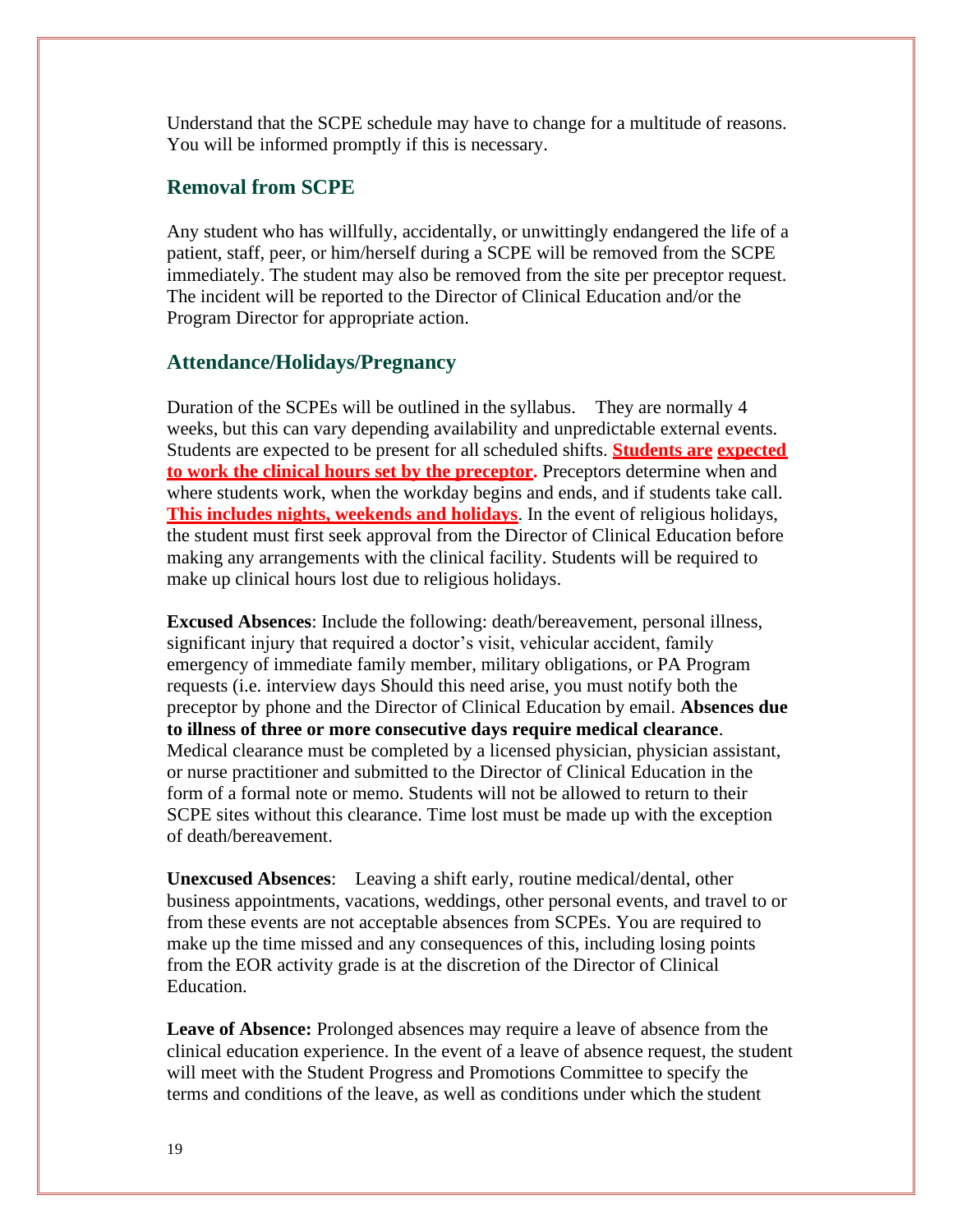Understand that the SCPE schedule may have to change for a multitude of reasons. You will be informed promptly if this is necessary.

## Removal from SCPE

Any student who has willfully, accidentally, or unwittingly endangered the life of a patient, staff, peer, or him/herself during a SCPE will be removed from the SCPE immediately. The student may also be removed from the site per preceptor request. The incident will be reported to the Director of Clinical Education and/or the Program Director for appropriate action.

## Attendance/Holidays/Pregnancy

Duration of the SCPEs will be outlined in the syllabus. They are normally 4 weeks, but this can vary depending availability and unpredictable external events. Students are expected to be present for all scheduled shifts. **Students are expected to work the clinical hours set by the preceptor.** Preceptors determine when and where students work, when the workday begins and ends, and if students take call. **This includes nights, weekends and holidays**. In the event of religious holidays, the student must first seek approval from the Director of Clinical Education before making any arrangements with the clinical facility. Students will be required to make up clinical hours lost due to religious holidays.

**Excused Absences**: Include the following: death/bereavement, personal illness, significant injury that required a doctor's visit, vehicular accident, family emergency of immediate family member, military obligations, or PA Program requests (i.e. interview days Should this need arise, you must notify both the preceptor by phone and the Director of Clinical Education by email. **Absences due to illness of three or more consecutive days require medical clearance**. Medical clearance must be completed by a licensed physician, physician assistant, or nurse practitioner and submitted to the Director of Clinical Education in the form of a formal note or memo. Students will not be allowed to return to their SCPE sites without this clearance. Time lost must be made up with the exception of death/bereavement.

**Unexcused Absences**: Leaving a shift early, routine medical/dental, other business appointments, vacations, weddings, other personal events, and travel to or from these events are not acceptable absences from SCPEs. You are required to make up the time missed and any consequences of this, including losing points from the EOR activity grade is at the discretion of the Director of Clinical Education.

**Leave of Absence:** Prolonged absences may require a leave of absence from the clinical education experience. In the event of a leave of absence request, the student will meet with the Student Progress and Promotions Committee to specify the terms and conditions of the leave, as well as conditions under which the student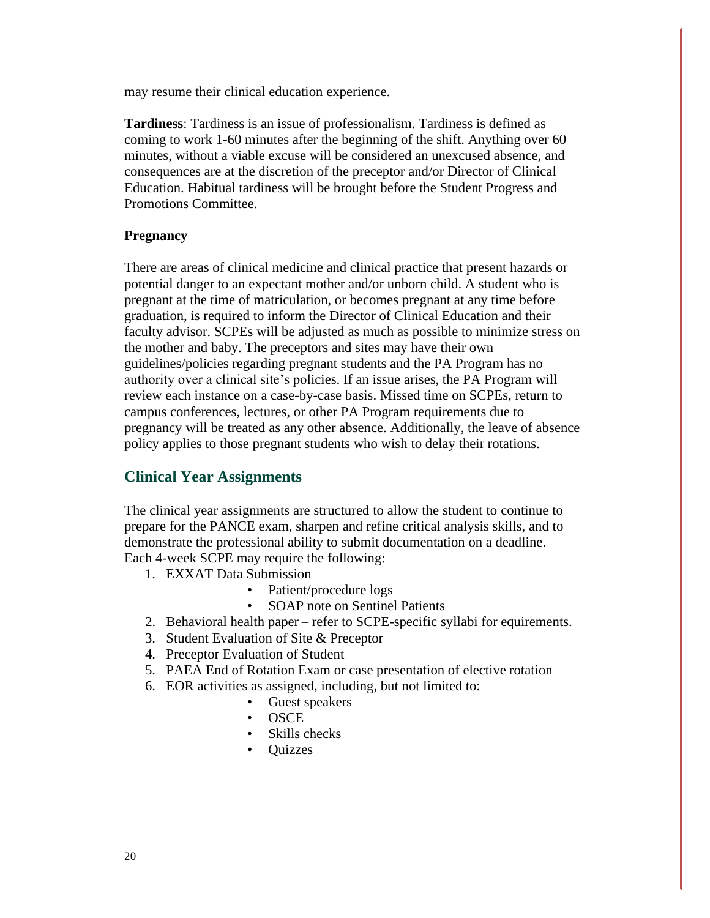may resume their clinical education experience.

**Tardiness**: Tardiness is an issue of professionalism. Tardiness is defined as coming to work 1-60 minutes after the beginning of the shift. Anything over 60 minutes, without a viable excuse will be considered an unexcused absence, and consequences are at the discretion of the preceptor and/or Director of Clinical Education. Habitual tardiness will be brought before the Student Progress and Promotions Committee.

**Pregnancy**

There are areas of clinical medicine and clinical practice that present hazards or potential danger to an expectant mother and/or unborn child. A student who is pregnant at the time of matriculation, or becomes pregnant at any time before graduation, is required to inform the Director of Clinical Education and their faculty advisor. SCPEs will be adjusted as much as possible to minimize stress on the mother and baby. The preceptors and sites may have their own guidelines/policies regarding pregnant students and the PA Program has no authority over a clinical site's policies. If an issue arises, the PA Program will review each instance on a case-by-case basis. Missed time on SCPEs, return to campus conferences, lectures, or other PA Program requirements due to pregnancy will be treated as any other absence. Additionally, the leave of absence policy applies to those pregnant students who wish to delay their rotations.

## Clinical Year Assignments

The clinical year assignments are structured to allow the student to continue to prepare for the PANCE exam, sharpen and refine critical analysis skills, and to demonstrate the professional ability to submit documentation on a deadline. Each 4-week SCPE may require the following:

1. EXXAT Data Submission
    - Patient/procedure logs
    - SOAP note on Sentinel Patients
2. Behavioral health paper – refer to SCPE-specific syllabi for equirements.
3. Student Evaluation of Site & Preceptor
4. Preceptor Evaluation of Student
5. PAEA End of Rotation Exam or case presentation of elective rotation
6. EOR activities as assigned, including, but not limited to:
    - Guest speakers
    - OSCE
    - Skills checks
    - Quizzes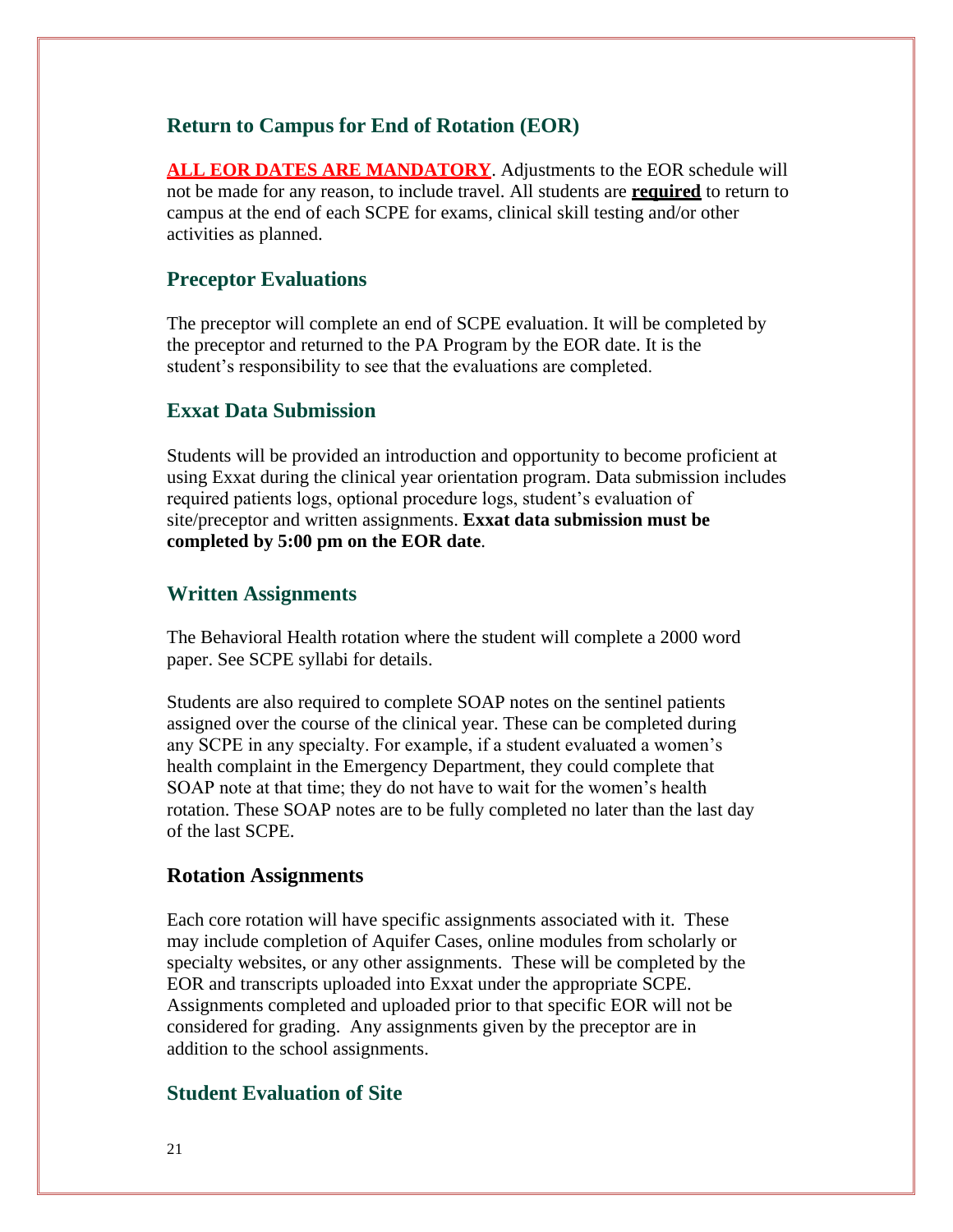## Return to Campus for End of Rotation (EOR)

**ALL EOR DATES ARE MANDATORY**. Adjustments to the EOR schedule will not be made for any reason, to include travel. All students are **required** to return to campus at the end of each SCPE for exams, clinical skill testing and/or other activities as planned.

## Preceptor Evaluations

The preceptor will complete an end of SCPE evaluation. It will be completed by the preceptor and returned to the PA Program by the EOR date. It is the student's responsibility to see that the evaluations are completed.

## Exxat Data Submission

Students will be provided an introduction and opportunity to become proficient at using Exxat during the clinical year orientation program. Data submission includes required patients logs, optional procedure logs, student's evaluation of site/preceptor and written assignments. **Exxat data submission must be completed by 5:00 pm on the EOR date**.

## Written Assignments

The Behavioral Health rotation where the student will complete a 2000 word paper. See SCPE syllabi for details.

Students are also required to complete SOAP notes on the sentinel patients assigned over the course of the clinical year. These can be completed during any SCPE in any specialty. For example, if a student evaluated a women's health complaint in the Emergency Department, they could complete that SOAP note at that time; they do not have to wait for the women's health rotation. These SOAP notes are to be fully completed no later than the last day of the last SCPE.

## Rotation Assignments

Each core rotation will have specific assignments associated with it. These may include completion of Aquifer Cases, online modules from scholarly or specialty websites, or any other assignments. These will be completed by the EOR and transcripts uploaded into Exxat under the appropriate SCPE. Assignments completed and uploaded prior to that specific EOR will not be considered for grading. Any assignments given by the preceptor are in addition to the school assignments.

## Student Evaluation of Site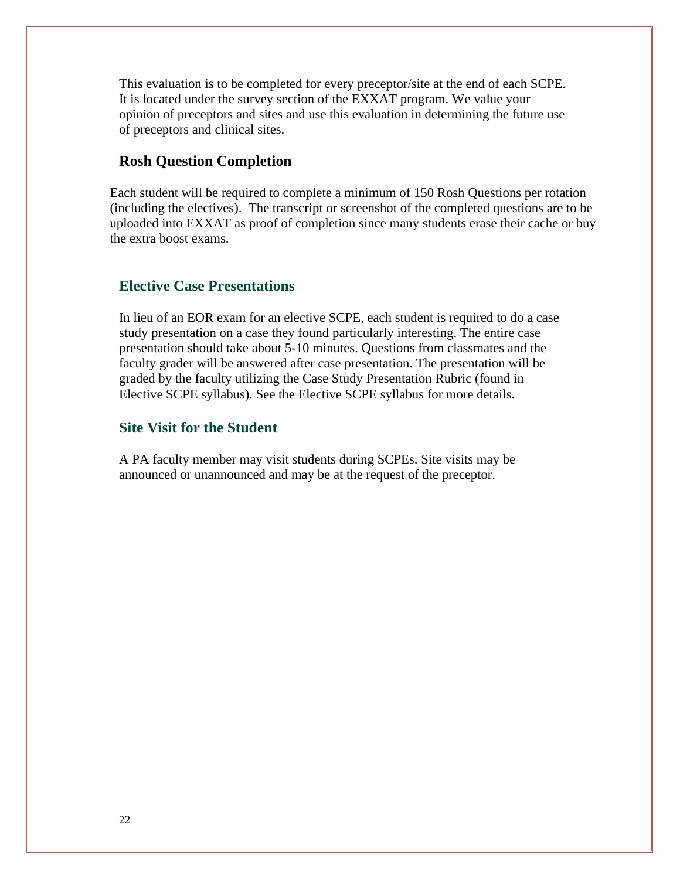This evaluation is to be completed for every preceptor/site at the end of each SCPE. It is located under the survey section of the EXXAT program. We value your opinion of preceptors and sites and use this evaluation in determining the future use of preceptors and clinical sites.

## Rosh Question Completion

Each student will be required to complete a minimum of 150 Rosh Questions per rotation (including the electives). The transcript or screenshot of the completed questions are to be uploaded into EXXAT as proof of completion since many students erase their cache or buy the extra boost exams.

## Elective Case Presentations

In lieu of an EOR exam for an elective SCPE, each student is required to do a case study presentation on a case they found particularly interesting. The entire case presentation should take about 5-10 minutes. Questions from classmates and the faculty grader will be answered after case presentation. The presentation will be graded by the faculty utilizing the Case Study Presentation Rubric (found in Elective SCPE syllabus). See the Elective SCPE syllabus for more details.

## Site Visit for the Student

A PA faculty member may visit students during SCPEs. Site visits may be announced or unannounced and may be at the request of the preceptor.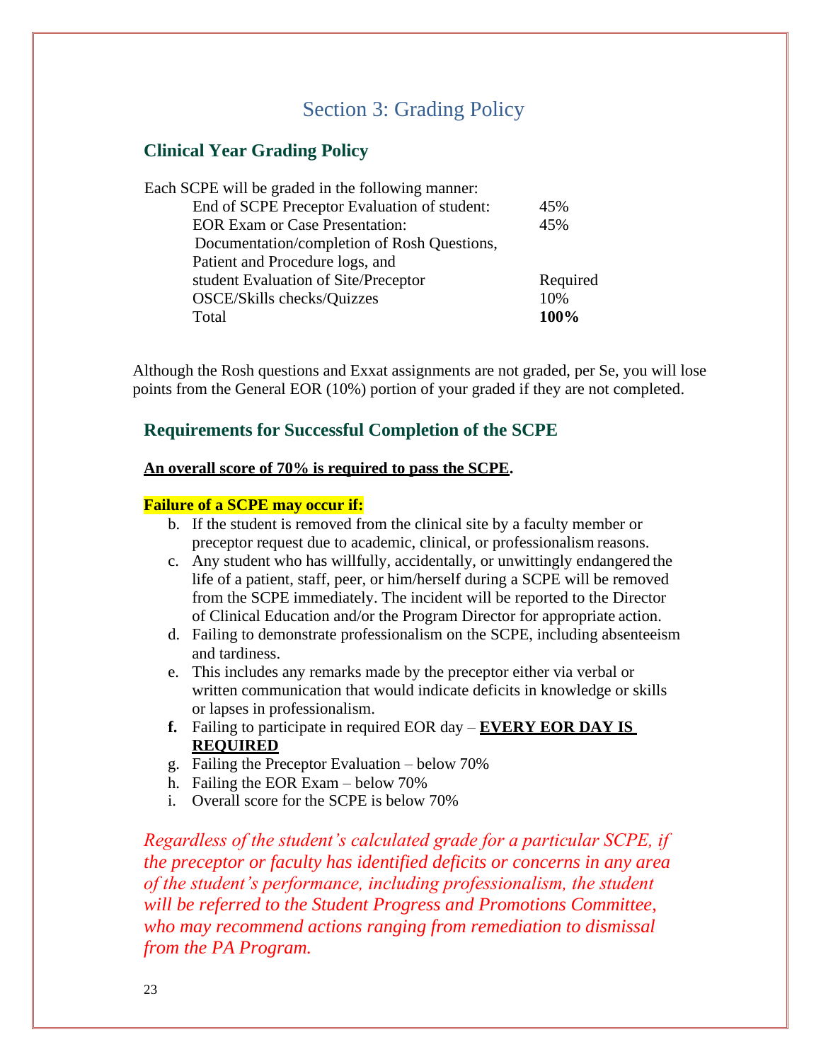# Section 3: Grading Policy

## Clinical Year Grading Policy

Each SCPE will be graded in the following manner:

| | |
|---|---|
| End of SCPE Preceptor Evaluation of student: | 45% |
| EOR Exam or Case Presentation: | 45% |
| Documentation/completion of Rosh Questions, Patient and Procedure logs, and student Evaluation of Site/Preceptor | Required |
| OSCE/Skills checks/Quizzes | 10% |
| Total | **100%** |

Although the Rosh questions and Exxat assignments are not graded, per Se, you will lose points from the General EOR (10%) portion of your graded if they are not completed.

## Requirements for Successful Completion of the SCPE

**An overall score of 70% is required to pass the SCPE.**

**Failure of a SCPE may occur if:**

b. If the student is removed from the clinical site by a faculty member or preceptor request due to academic, clinical, or professionalism reasons.
c. Any student who has willfully, accidentally, or unwittingly endangered the life of a patient, staff, peer, or him/herself during a SCPE will be removed from the SCPE immediately. The incident will be reported to the Director of Clinical Education and/or the Program Director for appropriate action.
d. Failing to demonstrate professionalism on the SCPE, including absenteeism and tardiness.
e. This includes any remarks made by the preceptor either via verbal or written communication that would indicate deficits in knowledge or skills or lapses in professionalism.
**f.** Failing to participate in required EOR day – **EVERY EOR DAY IS REQUIRED**
g. Failing the Preceptor Evaluation – below 70%
h. Failing the EOR Exam – below 70%
i. Overall score for the SCPE is below 70%

*Regardless of the student's calculated grade for a particular SCPE, if the preceptor or faculty has identified deficits or concerns in any area of the student's performance, including professionalism, the student will be referred to the Student Progress and Promotions Committee, who may recommend actions ranging from remediation to dismissal from the PA Program.*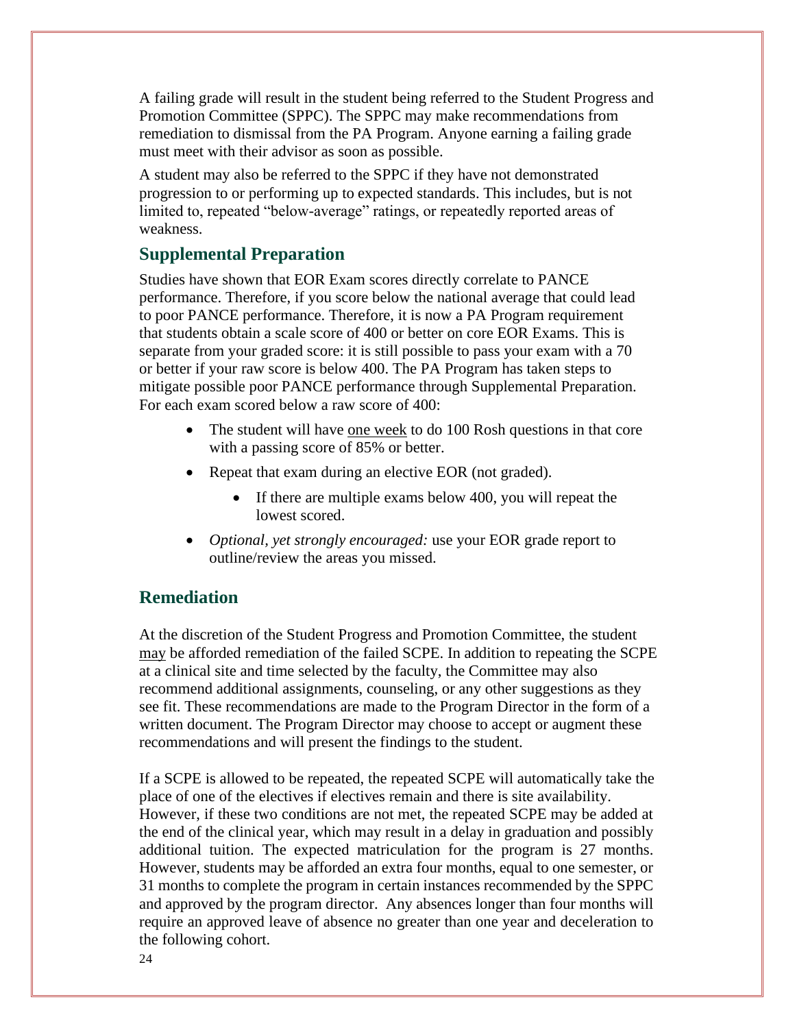A failing grade will result in the student being referred to the Student Progress and Promotion Committee (SPPC). The SPPC may make recommendations from remediation to dismissal from the PA Program. Anyone earning a failing grade must meet with their advisor as soon as possible.

A student may also be referred to the SPPC if they have not demonstrated progression to or performing up to expected standards. This includes, but is not limited to, repeated "below-average" ratings, or repeatedly reported areas of weakness.

## Supplemental Preparation

Studies have shown that EOR Exam scores directly correlate to PANCE performance. Therefore, if you score below the national average that could lead to poor PANCE performance. Therefore, it is now a PA Program requirement that students obtain a scale score of 400 or better on core EOR Exams. This is separate from your graded score: it is still possible to pass your exam with a 70 or better if your raw score is below 400. The PA Program has taken steps to mitigate possible poor PANCE performance through Supplemental Preparation. For each exam scored below a raw score of 400:

- The student will have <u>one week</u> to do 100 Rosh questions in that core with a passing score of 85% or better.
- Repeat that exam during an elective EOR (not graded).
  - If there are multiple exams below 400, you will repeat the lowest scored.
- *Optional, yet strongly encouraged:* use your EOR grade report to outline/review the areas you missed.

## Remediation

At the discretion of the Student Progress and Promotion Committee, the student <u>may</u> be afforded remediation of the failed SCPE. In addition to repeating the SCPE at a clinical site and time selected by the faculty, the Committee may also recommend additional assignments, counseling, or any other suggestions as they see fit. These recommendations are made to the Program Director in the form of a written document. The Program Director may choose to accept or augment these recommendations and will present the findings to the student.

If a SCPE is allowed to be repeated, the repeated SCPE will automatically take the place of one of the electives if electives remain and there is site availability. However, if these two conditions are not met, the repeated SCPE may be added at the end of the clinical year, which may result in a delay in graduation and possibly additional tuition. The expected matriculation for the program is 27 months. However, students may be afforded an extra four months, equal to one semester, or 31 months to complete the program in certain instances recommended by the SPPC and approved by the program director. Any absences longer than four months will require an approved leave of absence no greater than one year and deceleration to the following cohort.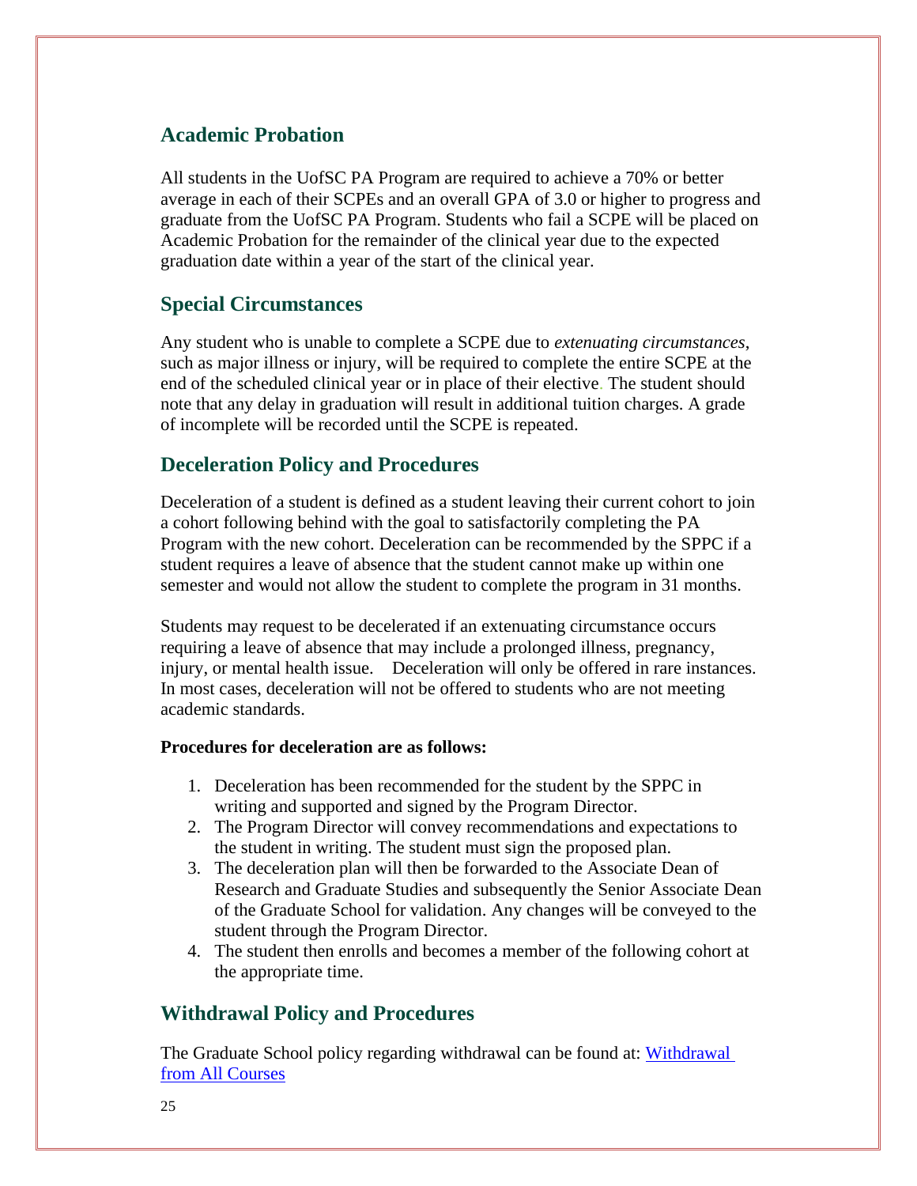## Academic Probation

All students in the UofSC PA Program are required to achieve a 70% or better average in each of their SCPEs and an overall GPA of 3.0 or higher to progress and graduate from the UofSC PA Program. Students who fail a SCPE will be placed on Academic Probation for the remainder of the clinical year due to the expected graduation date within a year of the start of the clinical year.

## Special Circumstances

Any student who is unable to complete a SCPE due to *extenuating circumstances*, such as major illness or injury, will be required to complete the entire SCPE at the end of the scheduled clinical year or in place of their elective. The student should note that any delay in graduation will result in additional tuition charges. A grade of incomplete will be recorded until the SCPE is repeated.

## Deceleration Policy and Procedures

Deceleration of a student is defined as a student leaving their current cohort to join a cohort following behind with the goal to satisfactorily completing the PA Program with the new cohort. Deceleration can be recommended by the SPPC if a student requires a leave of absence that the student cannot make up within one semester and would not allow the student to complete the program in 31 months.

Students may request to be decelerated if an extenuating circumstance occurs requiring a leave of absence that may include a prolonged illness, pregnancy, injury, or mental health issue. Deceleration will only be offered in rare instances. In most cases, deceleration will not be offered to students who are not meeting academic standards.

**Procedures for deceleration are as follows:**

1. Deceleration has been recommended for the student by the SPPC in writing and supported and signed by the Program Director.
2. The Program Director will convey recommendations and expectations to the student in writing. The student must sign the proposed plan.
3. The deceleration plan will then be forwarded to the Associate Dean of Research and Graduate Studies and subsequently the Senior Associate Dean of the Graduate School for validation. Any changes will be conveyed to the student through the Program Director.
4. The student then enrolls and becomes a member of the following cohort at the appropriate time.

## Withdrawal Policy and Procedures

The Graduate School policy regarding withdrawal can be found at: [Withdrawal from All Courses]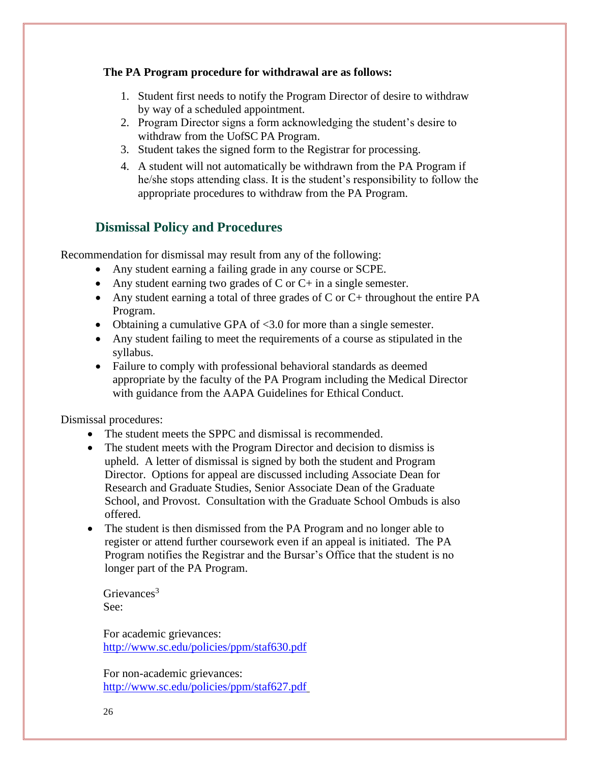**The PA Program procedure for withdrawal are as follows:**

1. Student first needs to notify the Program Director of desire to withdraw by way of a scheduled appointment.
2. Program Director signs a form acknowledging the student's desire to withdraw from the UofSC PA Program.
3. Student takes the signed form to the Registrar for processing.
4. A student will not automatically be withdrawn from the PA Program if he/she stops attending class. It is the student's responsibility to follow the appropriate procedures to withdraw from the PA Program.

## Dismissal Policy and Procedures

Recommendation for dismissal may result from any of the following:

- Any student earning a failing grade in any course or SCPE.
- Any student earning two grades of C or C+ in a single semester.
- Any student earning a total of three grades of C or C+ throughout the entire PA Program.
- Obtaining a cumulative GPA of <3.0 for more than a single semester.
- Any student failing to meet the requirements of a course as stipulated in the syllabus.
- Failure to comply with professional behavioral standards as deemed appropriate by the faculty of the PA Program including the Medical Director with guidance from the AAPA Guidelines for Ethical Conduct.

Dismissal procedures:

- The student meets the SPPC and dismissal is recommended.
- The student meets with the Program Director and decision to dismiss is upheld. A letter of dismissal is signed by both the student and Program Director. Options for appeal are discussed including Associate Dean for Research and Graduate Studies, Senior Associate Dean of the Graduate School, and Provost. Consultation with the Graduate School Ombuds is also offered.
- The student is then dismissed from the PA Program and no longer able to register or attend further coursework even if an appeal is initiated. The PA Program notifies the Registrar and the Bursar's Office that the student is no longer part of the PA Program.

Grievances[3]
See:

For academic grievances:
http://www.sc.edu/policies/ppm/staf630.pdf

For non-academic grievances:
http://www.sc.edu/policies/ppm/staf627.pdf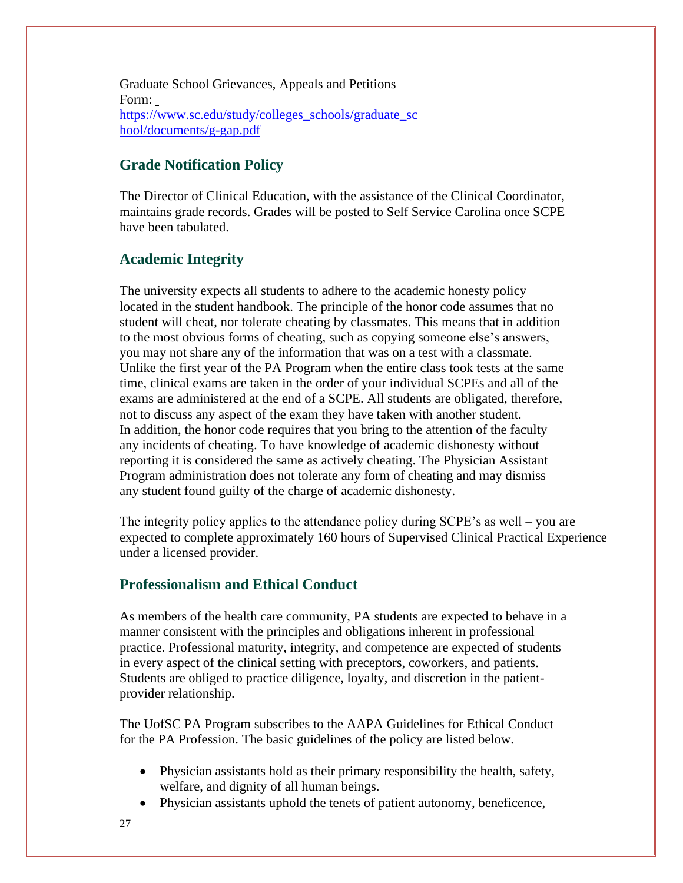Graduate School Grievances, Appeals and Petitions Form: [https://www.sc.edu/study/colleges_schools/graduate_school/documents/g-gap.pdf](https://www.sc.edu/study/colleges_schools/graduate_school/documents/g-gap.pdf)

## Grade Notification Policy

The Director of Clinical Education, with the assistance of the Clinical Coordinator, maintains grade records. Grades will be posted to Self Service Carolina once SCPE have been tabulated.

## Academic Integrity

The university expects all students to adhere to the academic honesty policy located in the student handbook. The principle of the honor code assumes that no student will cheat, nor tolerate cheating by classmates. This means that in addition to the most obvious forms of cheating, such as copying someone else's answers, you may not share any of the information that was on a test with a classmate. Unlike the first year of the PA Program when the entire class took tests at the same time, clinical exams are taken in the order of your individual SCPEs and all of the exams are administered at the end of a SCPE. All students are obligated, therefore, not to discuss any aspect of the exam they have taken with another student. In addition, the honor code requires that you bring to the attention of the faculty any incidents of cheating. To have knowledge of academic dishonesty without reporting it is considered the same as actively cheating. The Physician Assistant Program administration does not tolerate any form of cheating and may dismiss any student found guilty of the charge of academic dishonesty.

The integrity policy applies to the attendance policy during SCPE's as well – you are expected to complete approximately 160 hours of Supervised Clinical Practical Experience under a licensed provider.

## Professionalism and Ethical Conduct

As members of the health care community, PA students are expected to behave in a manner consistent with the principles and obligations inherent in professional practice. Professional maturity, integrity, and competence are expected of students in every aspect of the clinical setting with preceptors, coworkers, and patients. Students are obliged to practice diligence, loyalty, and discretion in the patient-provider relationship.

The UofSC PA Program subscribes to the AAPA Guidelines for Ethical Conduct for the PA Profession. The basic guidelines of the policy are listed below.

- Physician assistants hold as their primary responsibility the health, safety, welfare, and dignity of all human beings.
- Physician assistants uphold the tenets of patient autonomy, beneficence,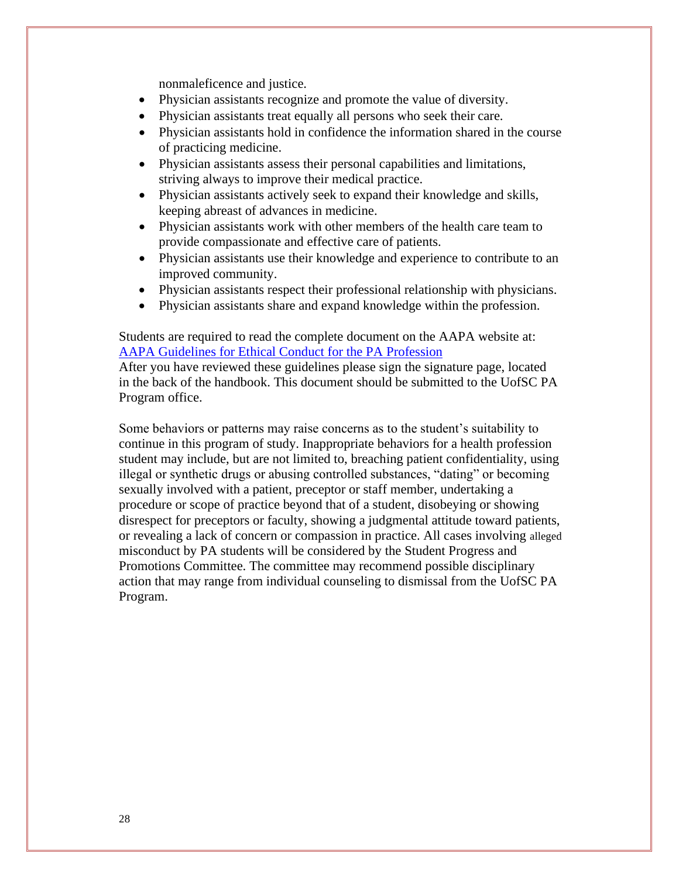nonmaleficence and justice.

- Physician assistants recognize and promote the value of diversity.
- Physician assistants treat equally all persons who seek their care.
- Physician assistants hold in confidence the information shared in the course of practicing medicine.
- Physician assistants assess their personal capabilities and limitations, striving always to improve their medical practice.
- Physician assistants actively seek to expand their knowledge and skills, keeping abreast of advances in medicine.
- Physician assistants work with other members of the health care team to provide compassionate and effective care of patients.
- Physician assistants use their knowledge and experience to contribute to an improved community.
- Physician assistants respect their professional relationship with physicians.
- Physician assistants share and expand knowledge within the profession.

Students are required to read the complete document on the AAPA website at: [AAPA Guidelines for Ethical Conduct for the PA Profession]
After you have reviewed these guidelines please sign the signature page, located in the back of the handbook. This document should be submitted to the UofSC PA Program office.

Some behaviors or patterns may raise concerns as to the student's suitability to continue in this program of study. Inappropriate behaviors for a health profession student may include, but are not limited to, breaching patient confidentiality, using illegal or synthetic drugs or abusing controlled substances, "dating" or becoming sexually involved with a patient, preceptor or staff member, undertaking a procedure or scope of practice beyond that of a student, disobeying or showing disrespect for preceptors or faculty, showing a judgmental attitude toward patients, or revealing a lack of concern or compassion in practice. All cases involving alleged misconduct by PA students will be considered by the Student Progress and Promotions Committee. The committee may recommend possible disciplinary action that may range from individual counseling to dismissal from the UofSC PA Program.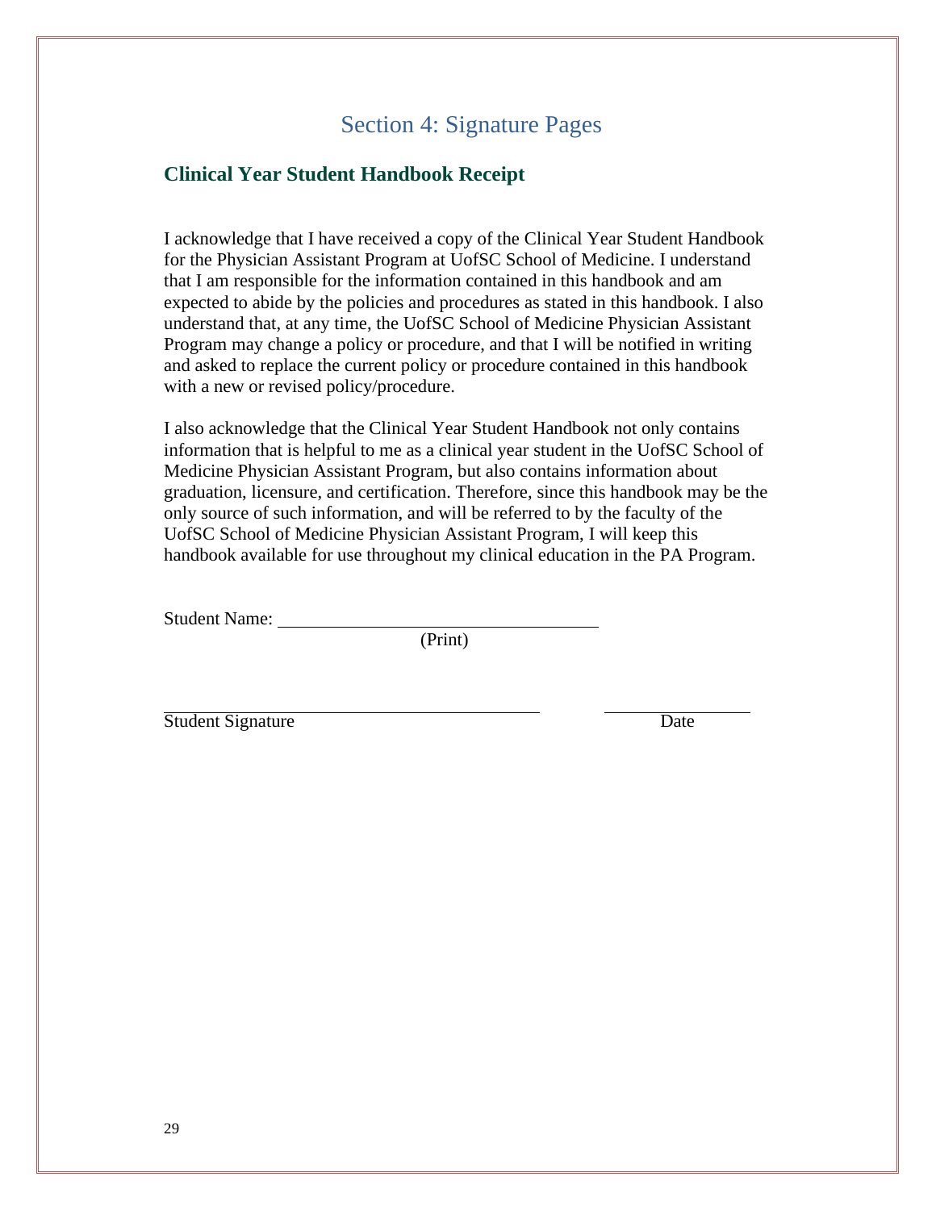# Section 4: Signature Pages

## Clinical Year Student Handbook Receipt

I acknowledge that I have received a copy of the Clinical Year Student Handbook for the Physician Assistant Program at UofSC School of Medicine. I understand that I am responsible for the information contained in this handbook and am expected to abide by the policies and procedures as stated in this handbook. I also understand that, at any time, the UofSC School of Medicine Physician Assistant Program may change a policy or procedure, and that I will be notified in writing and asked to replace the current policy or procedure contained in this handbook with a new or revised policy/procedure.

I also acknowledge that the Clinical Year Student Handbook not only contains information that is helpful to me as a clinical year student in the UofSC School of Medicine Physician Assistant Program, but also contains information about graduation, licensure, and certification. Therefore, since this handbook may be the only source of such information, and will be referred to by the faculty of the UofSC School of Medicine Physician Assistant Program, I will keep this handbook available for use throughout my clinical education in the PA Program.

Student Name: ______________________________________
(Print)

______________________________________________ ________________
Student Signature Date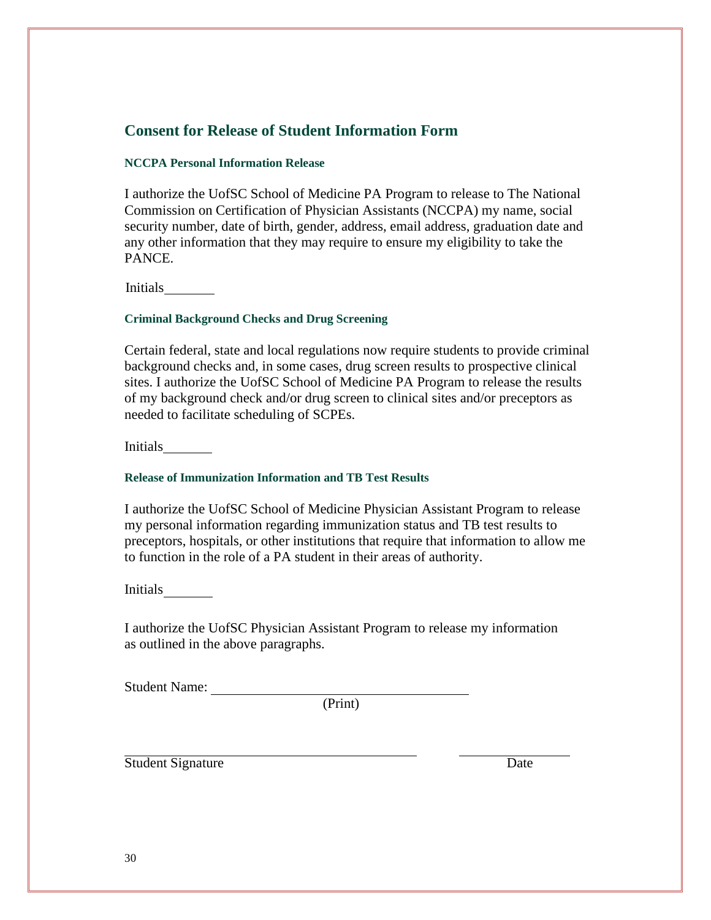## Consent for Release of Student Information Form

### NCCPA Personal Information Release

I authorize the UofSC School of Medicine PA Program to release to The National Commission on Certification of Physician Assistants (NCCPA) my name, social security number, date of birth, gender, address, email address, graduation date and any other information that they may require to ensure my eligibility to take the PANCE.

Initials________

### Criminal Background Checks and Drug Screening

Certain federal, state and local regulations now require students to provide criminal background checks and, in some cases, drug screen results to prospective clinical sites. I authorize the UofSC School of Medicine PA Program to release the results of my background check and/or drug screen to clinical sites and/or preceptors as needed to facilitate scheduling of SCPEs.

Initials________

### Release of Immunization Information and TB Test Results

I authorize the UofSC School of Medicine Physician Assistant Program to release my personal information regarding immunization status and TB test results to preceptors, hospitals, or other institutions that require that information to allow me to function in the role of a PA student in their areas of authority.

Initials________

I authorize the UofSC Physician Assistant Program to release my information as outlined in the above paragraphs.

Student Name: ____________________________________________
(Print)

______________________________________________ ________________
Student Signature Date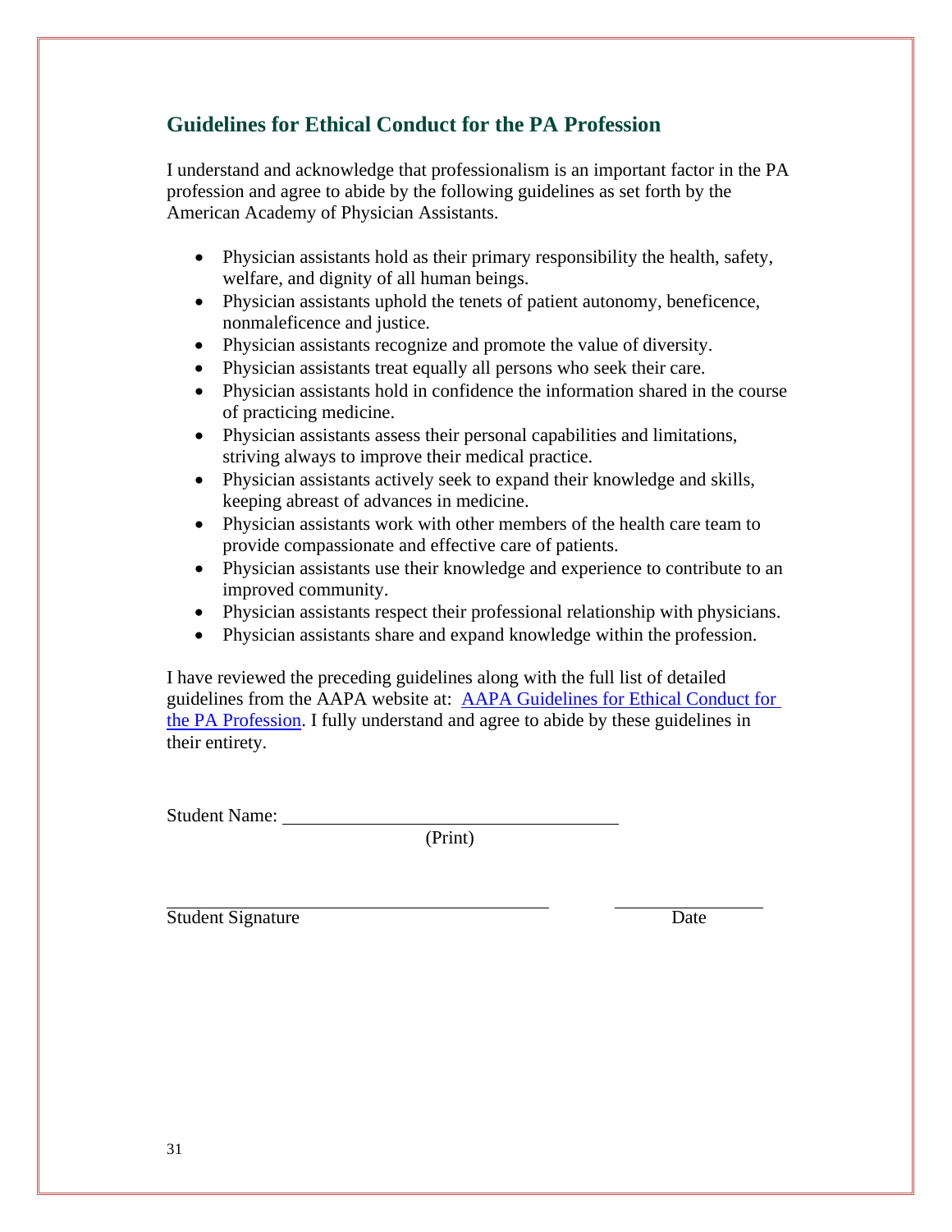## Guidelines for Ethical Conduct for the PA Profession

I understand and acknowledge that professionalism is an important factor in the PA profession and agree to abide by the following guidelines as set forth by the American Academy of Physician Assistants.

- Physician assistants hold as their primary responsibility the health, safety, welfare, and dignity of all human beings.
- Physician assistants uphold the tenets of patient autonomy, beneficence, nonmaleficence and justice.
- Physician assistants recognize and promote the value of diversity.
- Physician assistants treat equally all persons who seek their care.
- Physician assistants hold in confidence the information shared in the course of practicing medicine.
- Physician assistants assess their personal capabilities and limitations, striving always to improve their medical practice.
- Physician assistants actively seek to expand their knowledge and skills, keeping abreast of advances in medicine.
- Physician assistants work with other members of the health care team to provide compassionate and effective care of patients.
- Physician assistants use their knowledge and experience to contribute to an improved community.
- Physician assistants respect their professional relationship with physicians.
- Physician assistants share and expand knowledge within the profession.

I have reviewed the preceding guidelines along with the full list of detailed guidelines from the AAPA website at: AAPA Guidelines for Ethical Conduct for the PA Profession. I fully understand and agree to abide by these guidelines in their entirety.

Student Name: ______________________________________
(Print)

______________________________________ ________________
Student Signature Date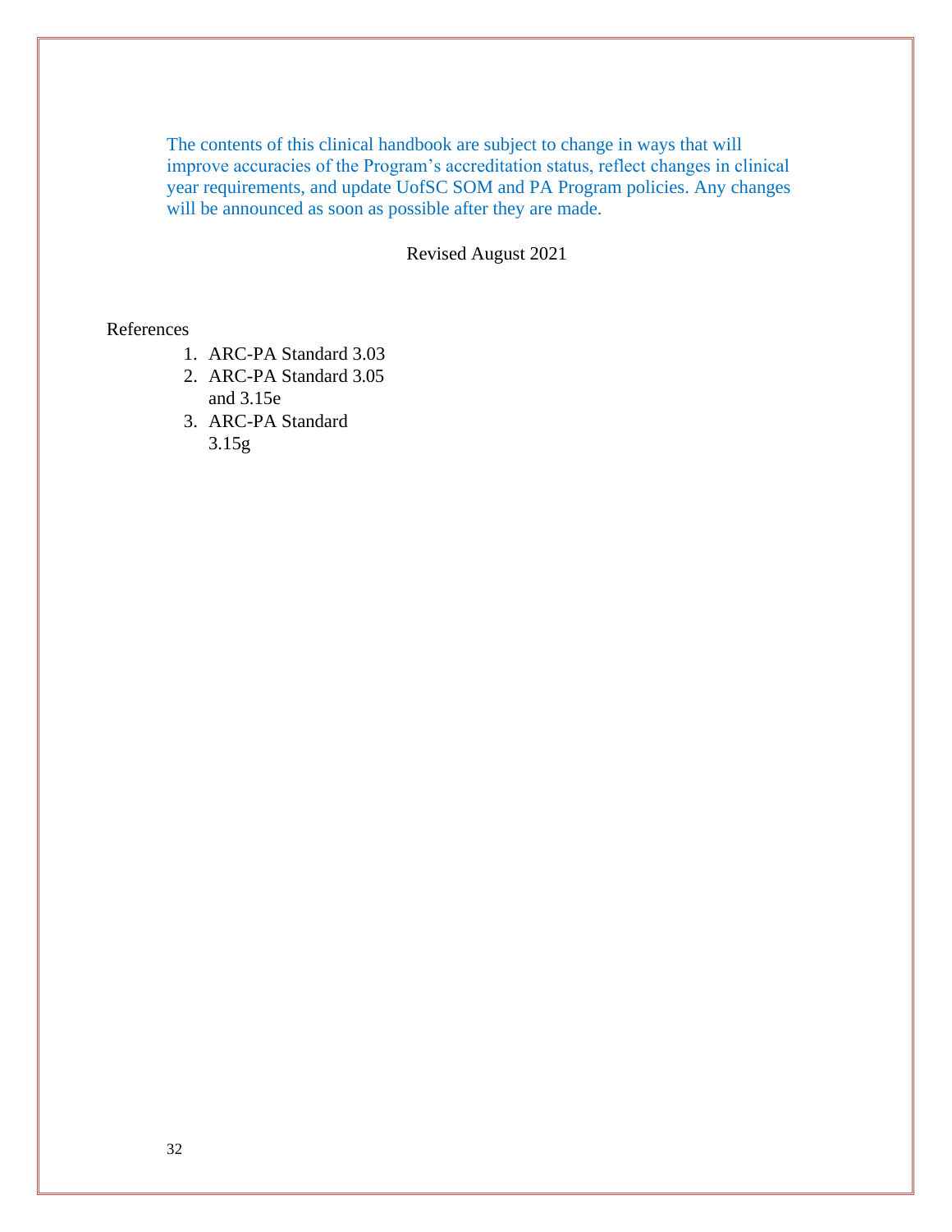The contents of this clinical handbook are subject to change in ways that will improve accuracies of the Program's accreditation status, reflect changes in clinical year requirements, and update UofSC SOM and PA Program policies. Any changes will be announced as soon as possible after they are made.

Revised August 2021

References

1. ARC-PA Standard 3.03
2. ARC-PA Standard 3.05 and 3.15e
3. ARC-PA Standard 3.15g